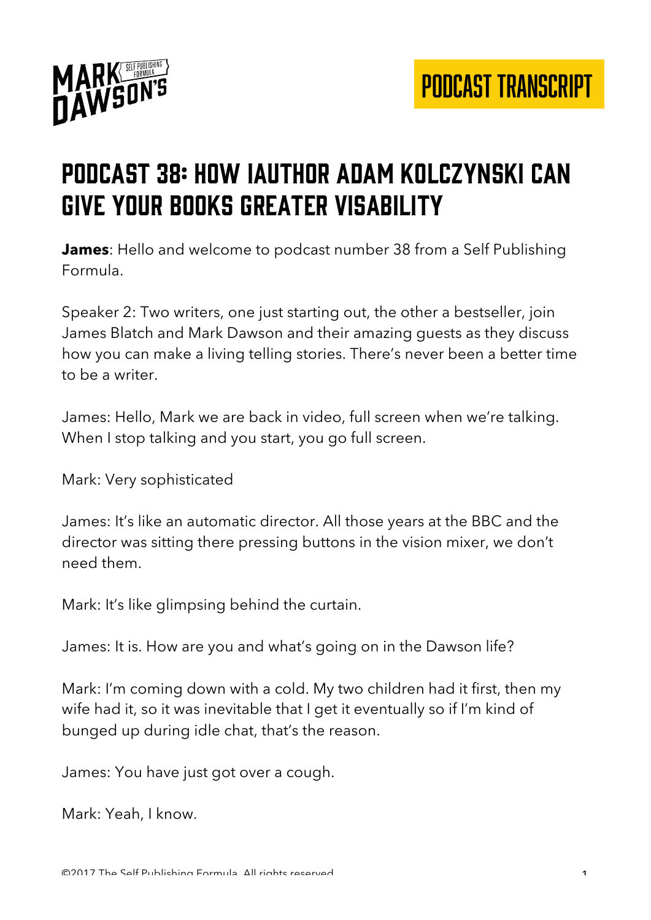# Podcast 38: How iAuthor Adam Kolczynski can give your books greater visability

**James**: Hello and welcome to podcast number 38 from a Self Publishing Formula.

Speaker 2: Two writers, one just starting out, the other a bestseller, join James Blatch and Mark Dawson and their amazing guests as they discuss how you can make a living telling stories. There's never been a better time to be a writer.

James: Hello, Mark we are back in video, full screen when we're talking. When I stop talking and you start, you go full screen.

Mark: Very sophisticated

James: It's like an automatic director. All those years at the BBC and the director was sitting there pressing buttons in the vision mixer, we don't need them.

Mark: It's like glimpsing behind the curtain.

James: It is. How are you and what's going on in the Dawson life?

Mark: I'm coming down with a cold. My two children had it first, then my wife had it, so it was inevitable that I get it eventually so if I'm kind of bunged up during idle chat, that's the reason.

James: You have just got over a cough.

Mark: Yeah, I know.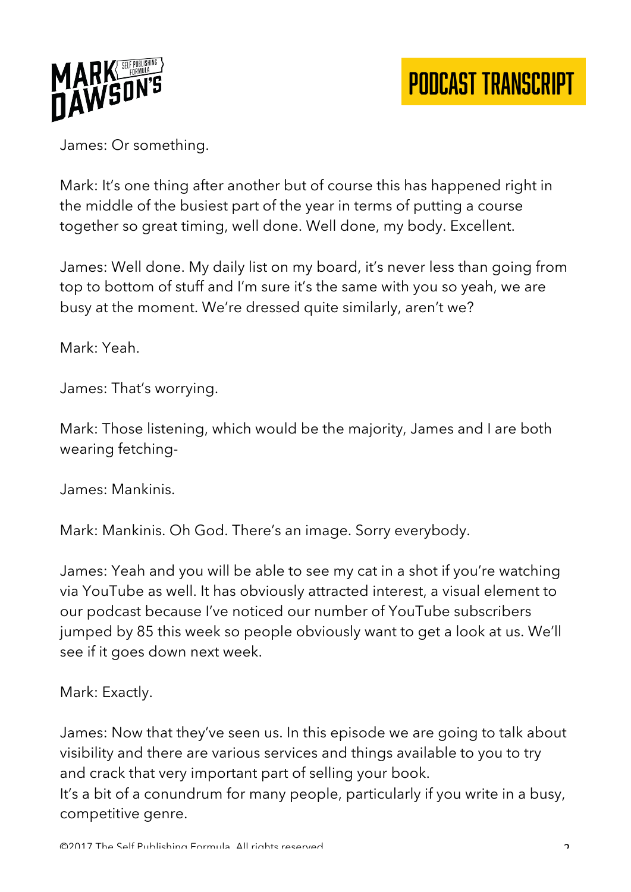James: Or something.

Mark: It's one thing after another but of course this has happened right in the middle of the busiest part of the year in terms of putting a course together so great timing, well done. Well done, my body. Excellent.

James: Well done. My daily list on my board, it's never less than going from top to bottom of stuff and I'm sure it's the same with you so yeah, we are busy at the moment. We're dressed quite similarly, aren't we?

Mark: Yeah.

James: That's worrying.

Mark: Those listening, which would be the majority, James and I are both wearing fetching-

James: Mankinis.

Mark: Mankinis. Oh God. There's an image. Sorry everybody.

James: Yeah and you will be able to see my cat in a shot if you're watching via YouTube as well. It has obviously attracted interest, a visual element to our podcast because I've noticed our number of YouTube subscribers jumped by 85 this week so people obviously want to get a look at us. We'll see if it goes down next week.

Mark: Exactly.

James: Now that they've seen us. In this episode we are going to talk about visibility and there are various services and things available to you to try and crack that very important part of selling your book.
It's a bit of a conundrum for many people, particularly if you write in a busy, competitive genre.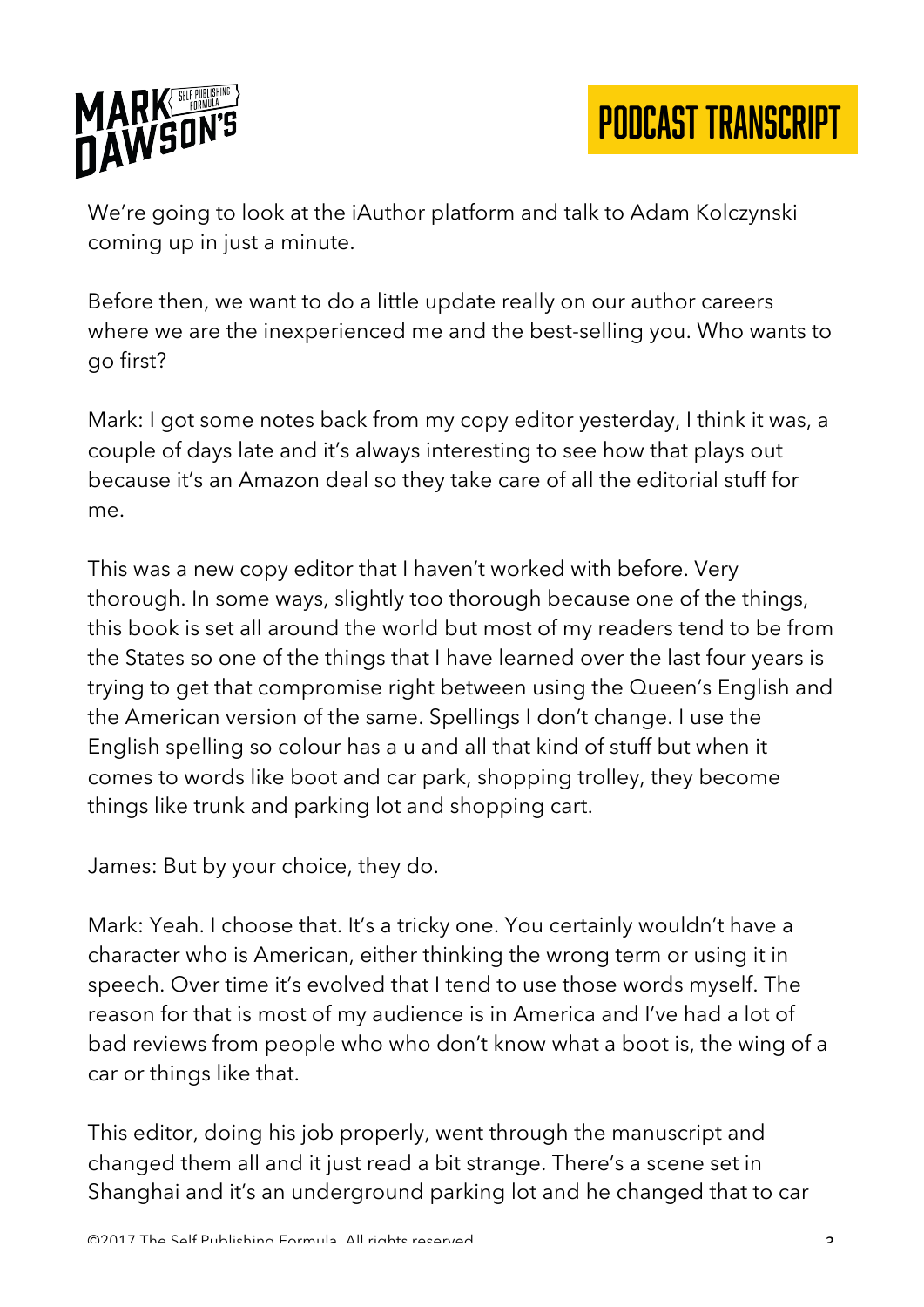We're going to look at the iAuthor platform and talk to Adam Kolczynski coming up in just a minute.

Before then, we want to do a little update really on our author careers where we are the inexperienced me and the best-selling you. Who wants to go first?

Mark: I got some notes back from my copy editor yesterday, I think it was, a couple of days late and it's always interesting to see how that plays out because it's an Amazon deal so they take care of all the editorial stuff for me.

This was a new copy editor that I haven't worked with before. Very thorough. In some ways, slightly too thorough because one of the things, this book is set all around the world but most of my readers tend to be from the States so one of the things that I have learned over the last four years is trying to get that compromise right between using the Queen's English and the American version of the same. Spellings I don't change. I use the English spelling so colour has a u and all that kind of stuff but when it comes to words like boot and car park, shopping trolley, they become things like trunk and parking lot and shopping cart.

James: But by your choice, they do.

Mark: Yeah. I choose that. It's a tricky one. You certainly wouldn't have a character who is American, either thinking the wrong term or using it in speech. Over time it's evolved that I tend to use those words myself. The reason for that is most of my audience is in America and I've had a lot of bad reviews from people who who don't know what a boot is, the wing of a car or things like that.

This editor, doing his job properly, went through the manuscript and changed them all and it just read a bit strange. There's a scene set in Shanghai and it's an underground parking lot and he changed that to car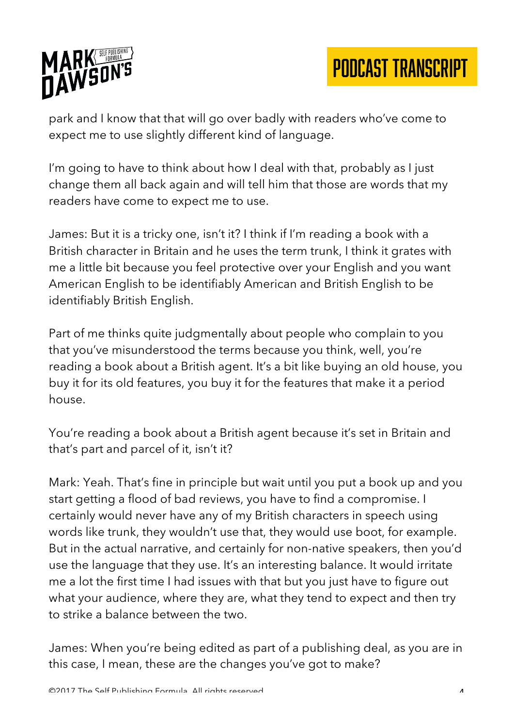park and I know that that will go over badly with readers who've come to expect me to use slightly different kind of language.

I'm going to have to think about how I deal with that, probably as I just change them all back again and will tell him that those are words that my readers have come to expect me to use.

James: But it is a tricky one, isn't it? I think if I'm reading a book with a British character in Britain and he uses the term trunk, I think it grates with me a little bit because you feel protective over your English and you want American English to be identifiably American and British English to be identifiably British English.

Part of me thinks quite judgmentally about people who complain to you that you've misunderstood the terms because you think, well, you're reading a book about a British agent. It's a bit like buying an old house, you buy it for its old features, you buy it for the features that make it a period house.

You're reading a book about a British agent because it's set in Britain and that's part and parcel of it, isn't it?

Mark: Yeah. That's fine in principle but wait until you put a book up and you start getting a flood of bad reviews, you have to find a compromise. I certainly would never have any of my British characters in speech using words like trunk, they wouldn't use that, they would use boot, for example. But in the actual narrative, and certainly for non-native speakers, then you'd use the language that they use. It's an interesting balance. It would irritate me a lot the first time I had issues with that but you just have to figure out what your audience, where they are, what they tend to expect and then try to strike a balance between the two.

James: When you're being edited as part of a publishing deal, as you are in this case, I mean, these are the changes you've got to make?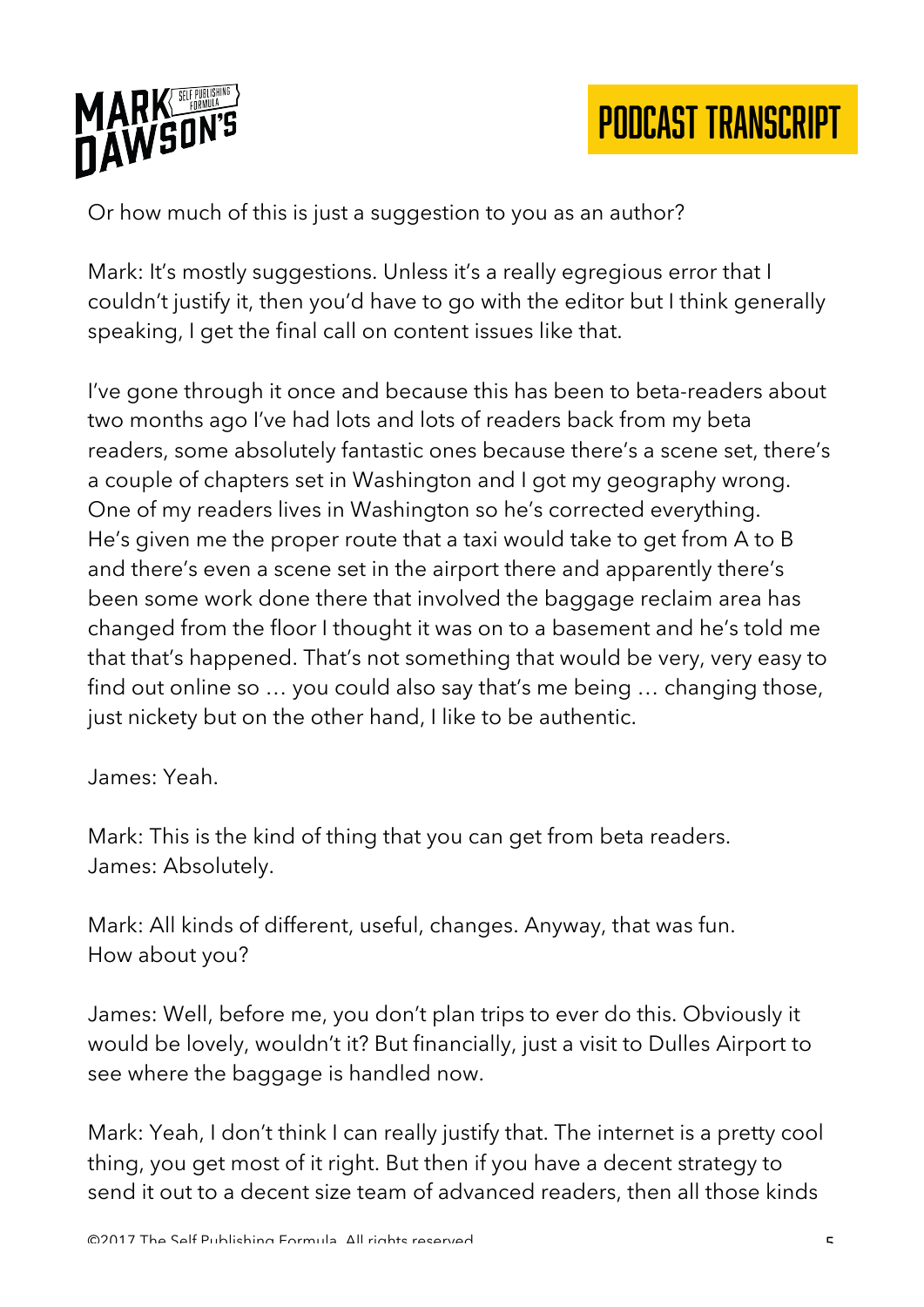Or how much of this is just a suggestion to you as an author?

Mark: It's mostly suggestions. Unless it's a really egregious error that I couldn't justify it, then you'd have to go with the editor but I think generally speaking, I get the final call on content issues like that.

I've gone through it once and because this has been to beta-readers about two months ago I've had lots and lots of readers back from my beta readers, some absolutely fantastic ones because there's a scene set, there's a couple of chapters set in Washington and I got my geography wrong. One of my readers lives in Washington so he's corrected everything. He's given me the proper route that a taxi would take to get from A to B and there's even a scene set in the airport there and apparently there's been some work done there that involved the baggage reclaim area has changed from the floor I thought it was on to a basement and he's told me that that's happened. That's not something that would be very, very easy to find out online so … you could also say that's me being … changing those, just nickety but on the other hand, I like to be authentic.

James: Yeah.

Mark: This is the kind of thing that you can get from beta readers.
James: Absolutely.

Mark: All kinds of different, useful, changes. Anyway, that was fun. How about you?

James: Well, before me, you don't plan trips to ever do this. Obviously it would be lovely, wouldn't it? But financially, just a visit to Dulles Airport to see where the baggage is handled now.

Mark: Yeah, I don't think I can really justify that. The internet is a pretty cool thing, you get most of it right. But then if you have a decent strategy to send it out to a decent size team of advanced readers, then all those kinds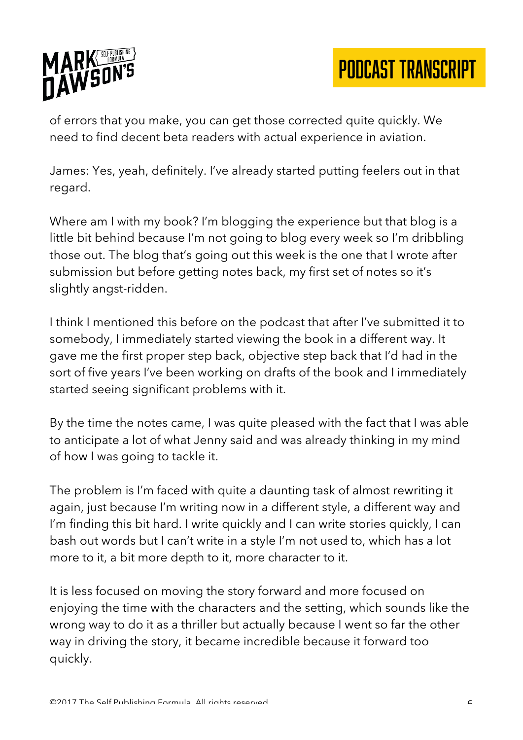of errors that you make, you can get those corrected quite quickly. We need to find decent beta readers with actual experience in aviation.

James: Yes, yeah, definitely. I've already started putting feelers out in that regard.

Where am I with my book? I'm blogging the experience but that blog is a little bit behind because I'm not going to blog every week so I'm dribbling those out. The blog that's going out this week is the one that I wrote after submission but before getting notes back, my first set of notes so it's slightly angst-ridden.

I think I mentioned this before on the podcast that after I've submitted it to somebody, I immediately started viewing the book in a different way. It gave me the first proper step back, objective step back that I'd had in the sort of five years I've been working on drafts of the book and I immediately started seeing significant problems with it.

By the time the notes came, I was quite pleased with the fact that I was able to anticipate a lot of what Jenny said and was already thinking in my mind of how I was going to tackle it.

The problem is I'm faced with quite a daunting task of almost rewriting it again, just because I'm writing now in a different style, a different way and I'm finding this bit hard. I write quickly and I can write stories quickly, I can bash out words but I can't write in a style I'm not used to, which has a lot more to it, a bit more depth to it, more character to it.

It is less focused on moving the story forward and more focused on enjoying the time with the characters and the setting, which sounds like the wrong way to do it as a thriller but actually because I went so far the other way in driving the story, it became incredible because it forward too quickly.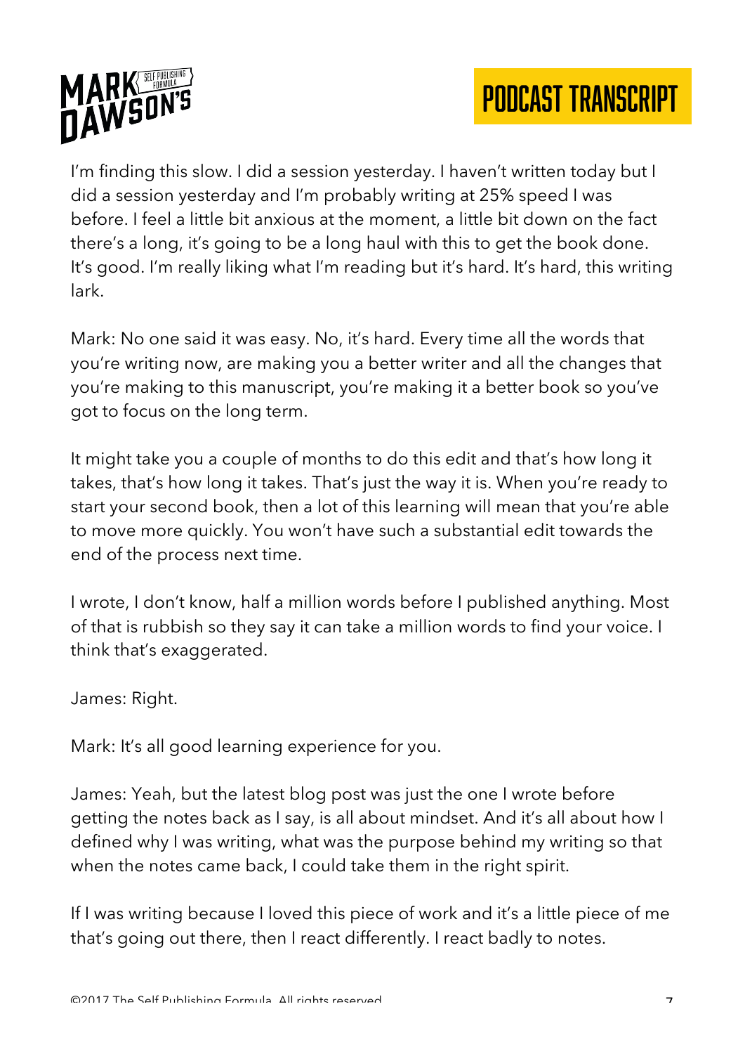I'm finding this slow. I did a session yesterday. I haven't written today but I did a session yesterday and I'm probably writing at 25% speed I was before. I feel a little bit anxious at the moment, a little bit down on the fact there's a long, it's going to be a long haul with this to get the book done. It's good. I'm really liking what I'm reading but it's hard. It's hard, this writing lark.

Mark: No one said it was easy. No, it's hard. Every time all the words that you're writing now, are making you a better writer and all the changes that you're making to this manuscript, you're making it a better book so you've got to focus on the long term.

It might take you a couple of months to do this edit and that's how long it takes, that's how long it takes. That's just the way it is. When you're ready to start your second book, then a lot of this learning will mean that you're able to move more quickly. You won't have such a substantial edit towards the end of the process next time.

I wrote, I don't know, half a million words before I published anything. Most of that is rubbish so they say it can take a million words to find your voice. I think that's exaggerated.

James: Right.

Mark: It's all good learning experience for you.

James: Yeah, but the latest blog post was just the one I wrote before getting the notes back as I say, is all about mindset. And it's all about how I defined why I was writing, what was the purpose behind my writing so that when the notes came back, I could take them in the right spirit.

If I was writing because I loved this piece of work and it's a little piece of me that's going out there, then I react differently. I react badly to notes.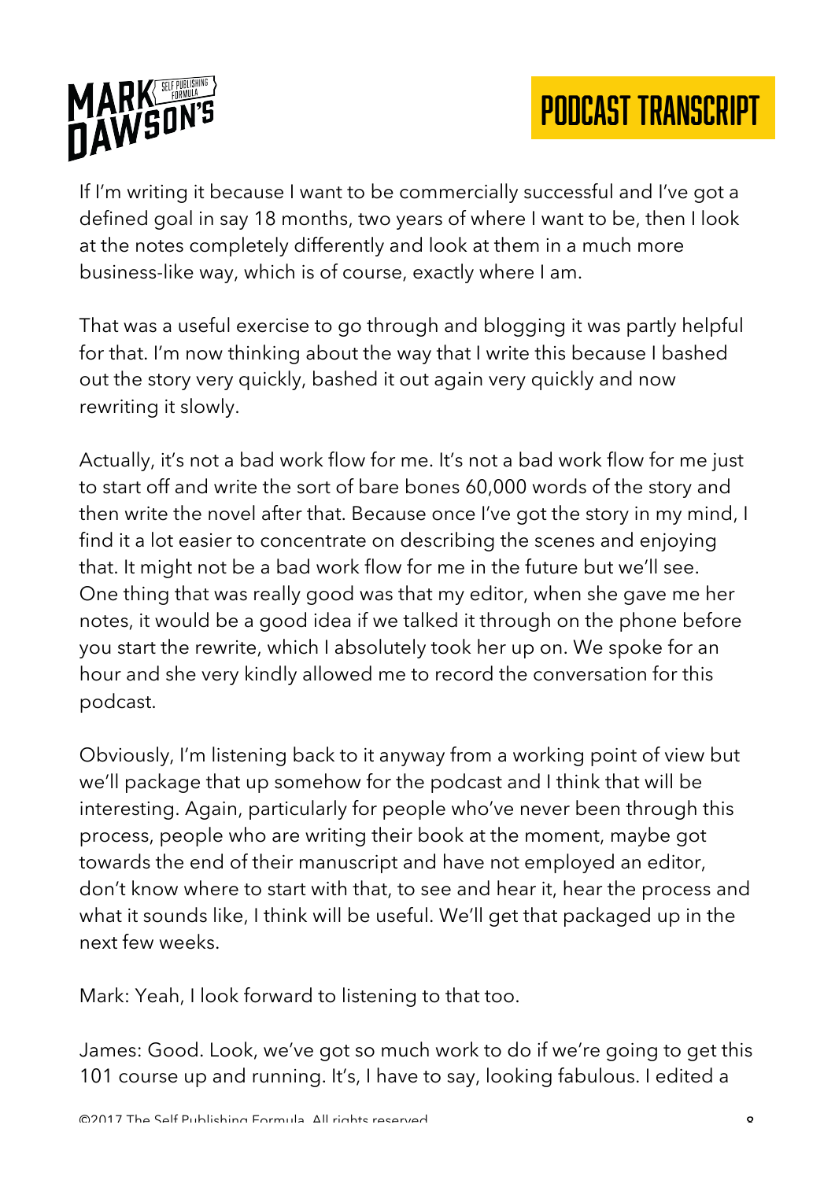If I'm writing it because I want to be commercially successful and I've got a defined goal in say 18 months, two years of where I want to be, then I look at the notes completely differently and look at them in a much more business-like way, which is of course, exactly where I am.

That was a useful exercise to go through and blogging it was partly helpful for that. I'm now thinking about the way that I write this because I bashed out the story very quickly, bashed it out again very quickly and now rewriting it slowly.

Actually, it's not a bad work flow for me. It's not a bad work flow for me just to start off and write the sort of bare bones 60,000 words of the story and then write the novel after that. Because once I've got the story in my mind, I find it a lot easier to concentrate on describing the scenes and enjoying that. It might not be a bad work flow for me in the future but we'll see. One thing that was really good was that my editor, when she gave me her notes, it would be a good idea if we talked it through on the phone before you start the rewrite, which I absolutely took her up on. We spoke for an hour and she very kindly allowed me to record the conversation for this podcast.

Obviously, I'm listening back to it anyway from a working point of view but we'll package that up somehow for the podcast and I think that will be interesting. Again, particularly for people who've never been through this process, people who are writing their book at the moment, maybe got towards the end of their manuscript and have not employed an editor, don't know where to start with that, to see and hear it, hear the process and what it sounds like, I think will be useful. We'll get that packaged up in the next few weeks.

Mark: Yeah, I look forward to listening to that too.

James: Good. Look, we've got so much work to do if we're going to get this 101 course up and running. It's, I have to say, looking fabulous. I edited a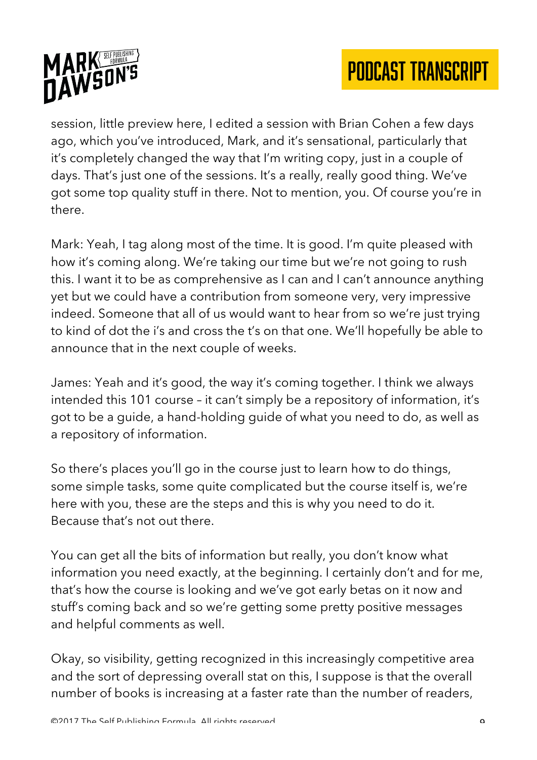session, little preview here, I edited a session with Brian Cohen a few days ago, which you've introduced, Mark, and it's sensational, particularly that it's completely changed the way that I'm writing copy, just in a couple of days. That's just one of the sessions. It's a really, really good thing. We've got some top quality stuff in there. Not to mention, you. Of course you're in there.

Mark: Yeah, I tag along most of the time. It is good. I'm quite pleased with how it's coming along. We're taking our time but we're not going to rush this. I want it to be as comprehensive as I can and I can't announce anything yet but we could have a contribution from someone very, very impressive indeed. Someone that all of us would want to hear from so we're just trying to kind of dot the i's and cross the t's on that one. We'll hopefully be able to announce that in the next couple of weeks.

James: Yeah and it's good, the way it's coming together. I think we always intended this 101 course – it can't simply be a repository of information, it's got to be a guide, a hand-holding guide of what you need to do, as well as a repository of information.

So there's places you'll go in the course just to learn how to do things, some simple tasks, some quite complicated but the course itself is, we're here with you, these are the steps and this is why you need to do it. Because that's not out there.

You can get all the bits of information but really, you don't know what information you need exactly, at the beginning. I certainly don't and for me, that's how the course is looking and we've got early betas on it now and stuff's coming back and so we're getting some pretty positive messages and helpful comments as well.

Okay, so visibility, getting recognized in this increasingly competitive area and the sort of depressing overall stat on this, I suppose is that the overall number of books is increasing at a faster rate than the number of readers,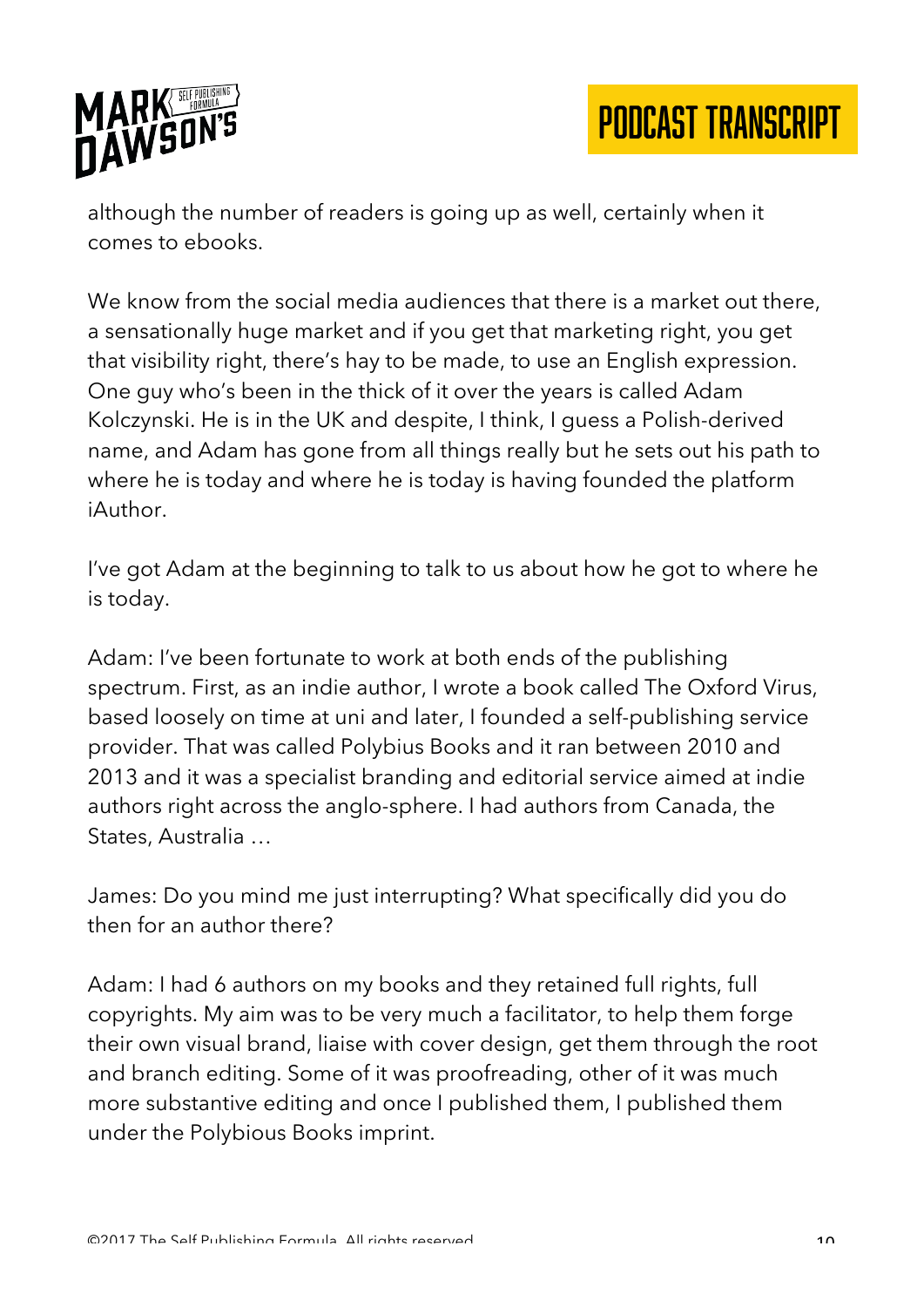although the number of readers is going up as well, certainly when it comes to ebooks.

We know from the social media audiences that there is a market out there, a sensationally huge market and if you get that marketing right, you get that visibility right, there's hay to be made, to use an English expression. One guy who's been in the thick of it over the years is called Adam Kolczynski. He is in the UK and despite, I think, I guess a Polish-derived name, and Adam has gone from all things really but he sets out his path to where he is today and where he is today is having founded the platform iAuthor.

I've got Adam at the beginning to talk to us about how he got to where he is today.

Adam: I've been fortunate to work at both ends of the publishing spectrum. First, as an indie author, I wrote a book called The Oxford Virus, based loosely on time at uni and later, I founded a self-publishing service provider. That was called Polybius Books and it ran between 2010 and 2013 and it was a specialist branding and editorial service aimed at indie authors right across the anglo-sphere. I had authors from Canada, the States, Australia …

James: Do you mind me just interrupting? What specifically did you do then for an author there?

Adam: I had 6 authors on my books and they retained full rights, full copyrights. My aim was to be very much a facilitator, to help them forge their own visual brand, liaise with cover design, get them through the root and branch editing. Some of it was proofreading, other of it was much more substantive editing and once I published them, I published them under the Polybious Books imprint.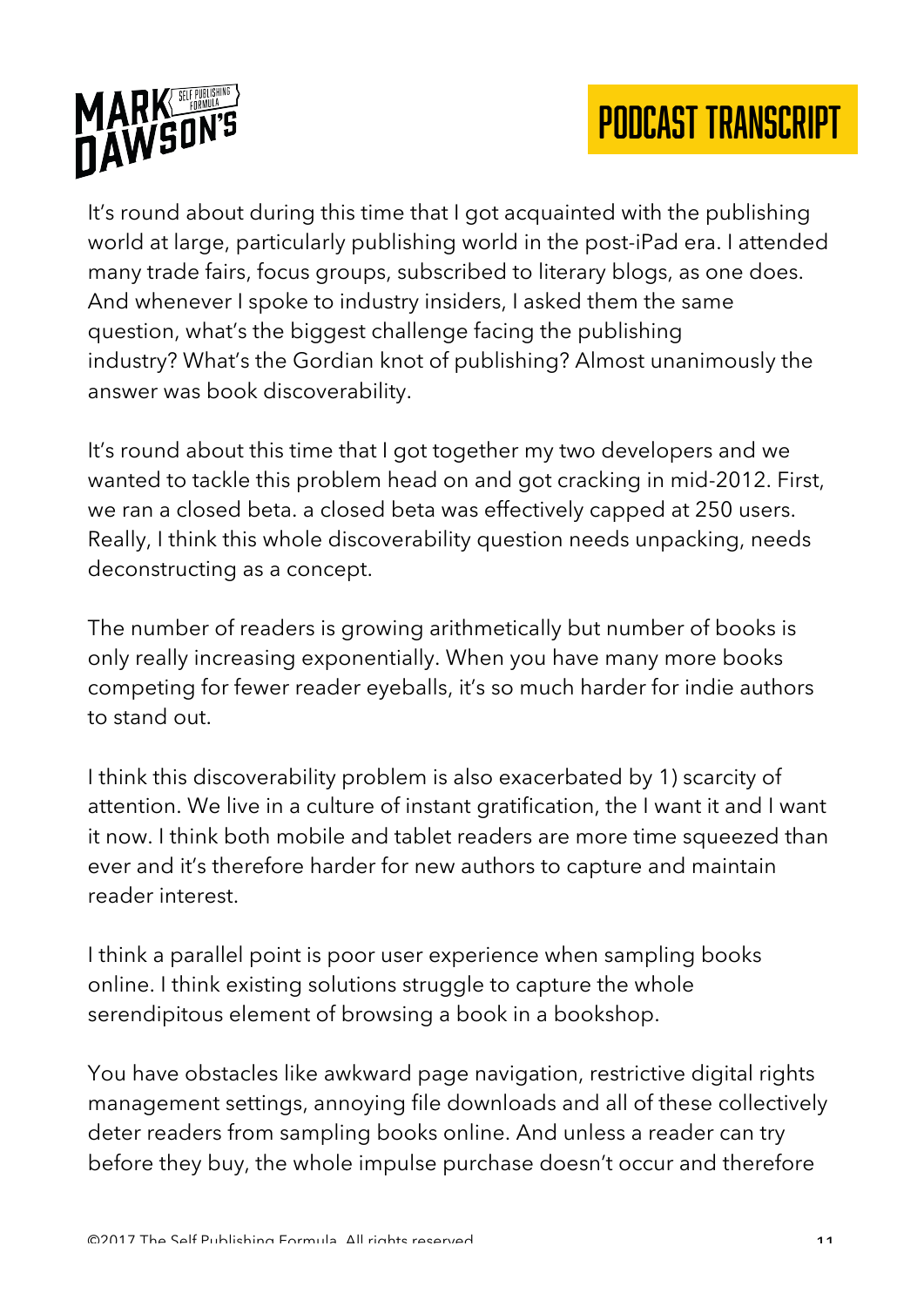It's round about during this time that I got acquainted with the publishing world at large, particularly publishing world in the post-iPad era. I attended many trade fairs, focus groups, subscribed to literary blogs, as one does. And whenever I spoke to industry insiders, I asked them the same question, what's the biggest challenge facing the publishing industry? What's the Gordian knot of publishing? Almost unanimously the answer was book discoverability.

It's round about this time that I got together my two developers and we wanted to tackle this problem head on and got cracking in mid-2012. First, we ran a closed beta. a closed beta was effectively capped at 250 users. Really, I think this whole discoverability question needs unpacking, needs deconstructing as a concept.

The number of readers is growing arithmetically but number of books is only really increasing exponentially. When you have many more books competing for fewer reader eyeballs, it's so much harder for indie authors to stand out.

I think this discoverability problem is also exacerbated by 1) scarcity of attention. We live in a culture of instant gratification, the I want it and I want it now. I think both mobile and tablet readers are more time squeezed than ever and it's therefore harder for new authors to capture and maintain reader interest.

I think a parallel point is poor user experience when sampling books online. I think existing solutions struggle to capture the whole serendipitous element of browsing a book in a bookshop.

You have obstacles like awkward page navigation, restrictive digital rights management settings, annoying file downloads and all of these collectively deter readers from sampling books online. And unless a reader can try before they buy, the whole impulse purchase doesn't occur and therefore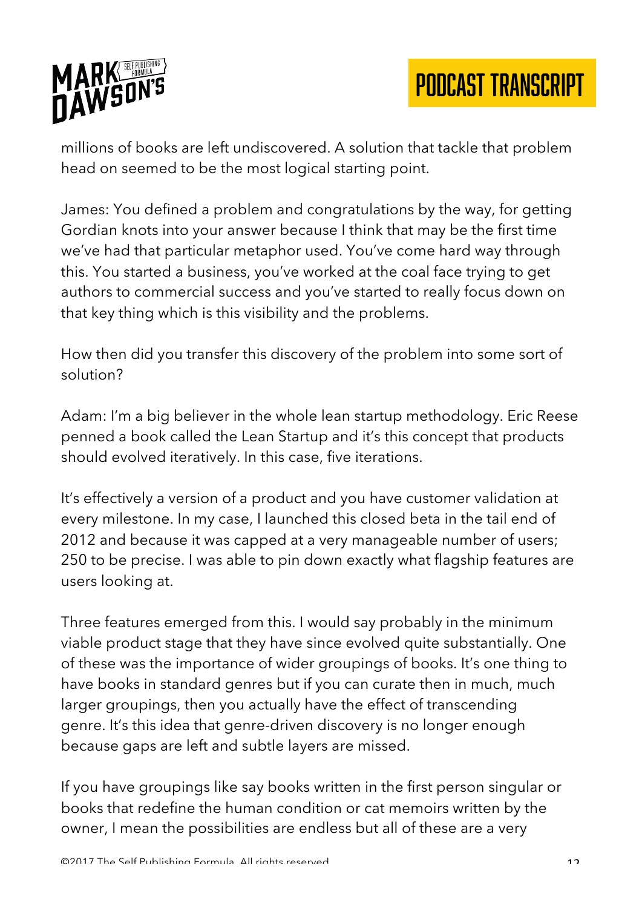millions of books are left undiscovered. A solution that tackle that problem head on seemed to be the most logical starting point.

James: You defined a problem and congratulations by the way, for getting Gordian knots into your answer because I think that may be the first time we've had that particular metaphor used. You've come hard way through this. You started a business, you've worked at the coal face trying to get authors to commercial success and you've started to really focus down on that key thing which is this visibility and the problems.

How then did you transfer this discovery of the problem into some sort of solution?

Adam: I'm a big believer in the whole lean startup methodology. Eric Reese penned a book called the Lean Startup and it's this concept that products should evolved iteratively. In this case, five iterations.

It's effectively a version of a product and you have customer validation at every milestone. In my case, I launched this closed beta in the tail end of 2012 and because it was capped at a very manageable number of users; 250 to be precise. I was able to pin down exactly what flagship features are users looking at.

Three features emerged from this. I would say probably in the minimum viable product stage that they have since evolved quite substantially. One of these was the importance of wider groupings of books. It's one thing to have books in standard genres but if you can curate then in much, much larger groupings, then you actually have the effect of transcending genre. It's this idea that genre-driven discovery is no longer enough because gaps are left and subtle layers are missed.

If you have groupings like say books written in the first person singular or books that redefine the human condition or cat memoirs written by the owner, I mean the possibilities are endless but all of these are a very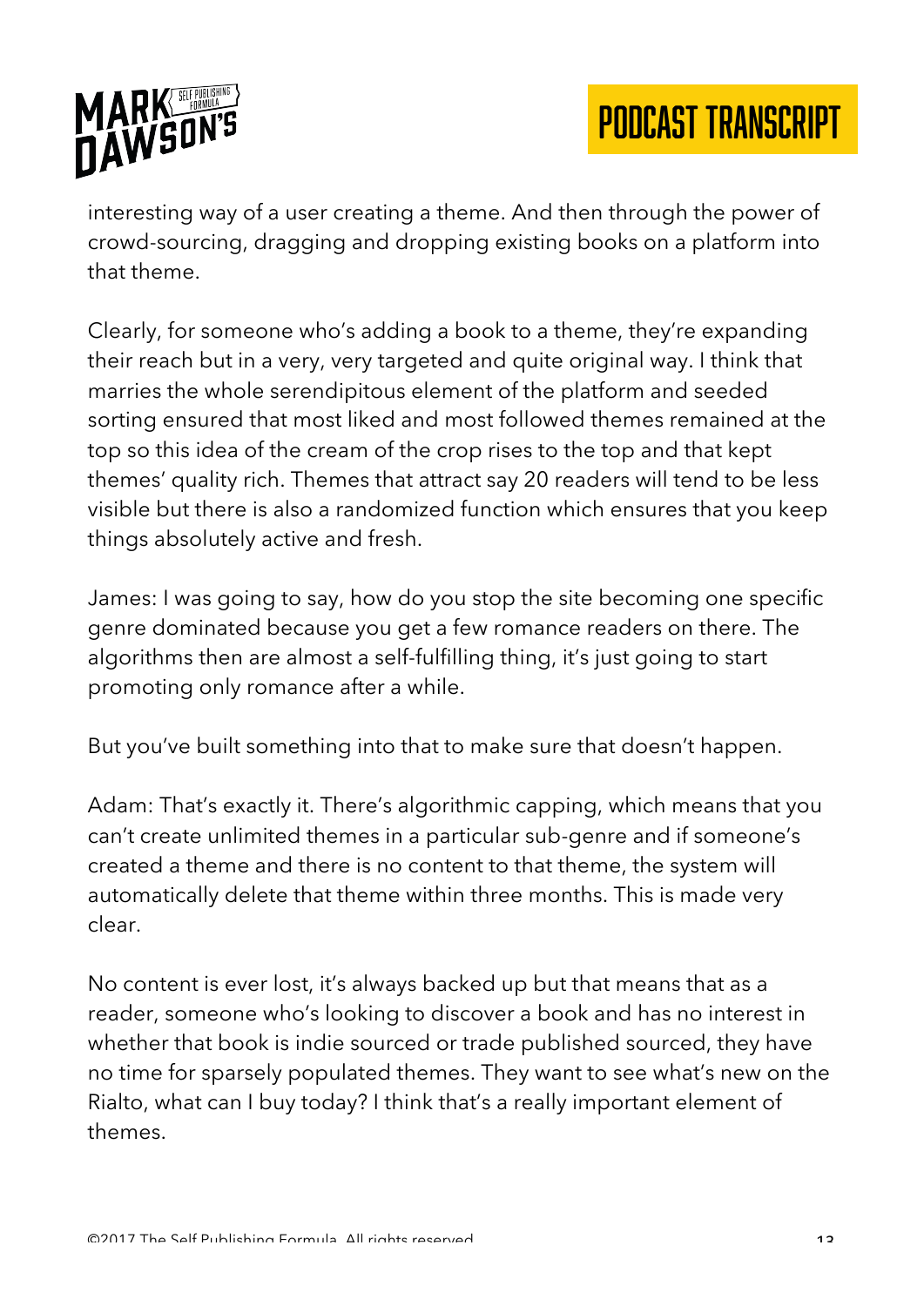interesting way of a user creating a theme. And then through the power of crowd-sourcing, dragging and dropping existing books on a platform into that theme.

Clearly, for someone who's adding a book to a theme, they're expanding their reach but in a very, very targeted and quite original way. I think that marries the whole serendipitous element of the platform and seeded sorting ensured that most liked and most followed themes remained at the top so this idea of the cream of the crop rises to the top and that kept themes' quality rich. Themes that attract say 20 readers will tend to be less visible but there is also a randomized function which ensures that you keep things absolutely active and fresh.

James: I was going to say, how do you stop the site becoming one specific genre dominated because you get a few romance readers on there. The algorithms then are almost a self-fulfilling thing, it's just going to start promoting only romance after a while.

But you've built something into that to make sure that doesn't happen.

Adam: That's exactly it. There's algorithmic capping, which means that you can't create unlimited themes in a particular sub-genre and if someone's created a theme and there is no content to that theme, the system will automatically delete that theme within three months. This is made very clear.

No content is ever lost, it's always backed up but that means that as a reader, someone who's looking to discover a book and has no interest in whether that book is indie sourced or trade published sourced, they have no time for sparsely populated themes. They want to see what's new on the Rialto, what can I buy today? I think that's a really important element of themes.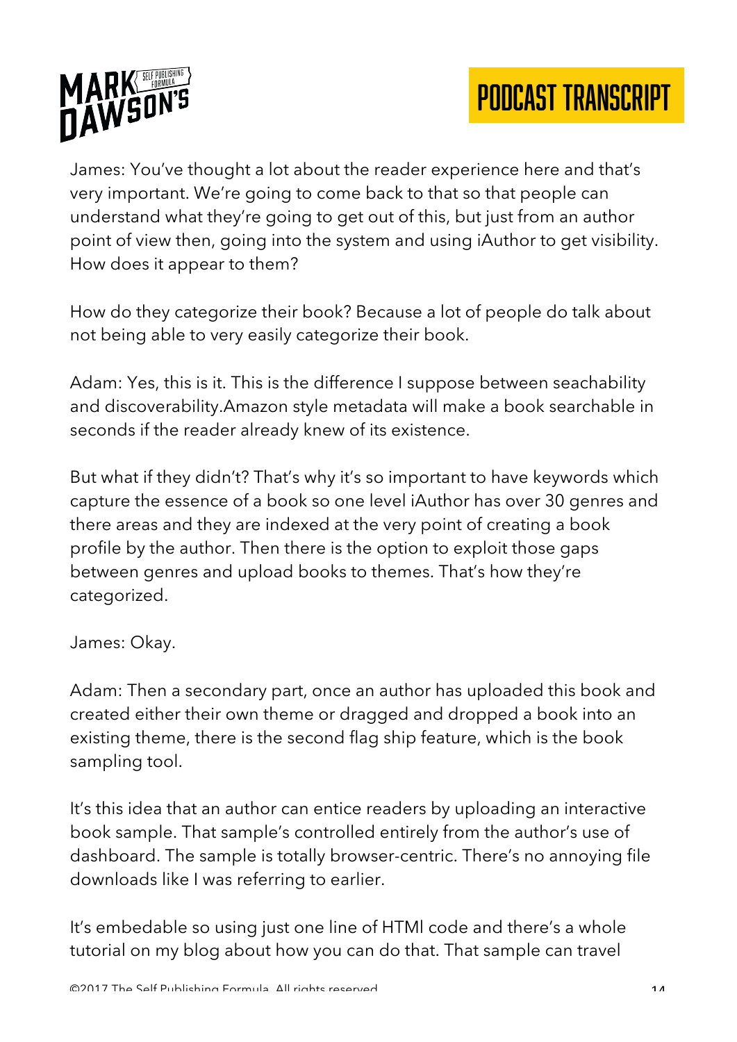James: You've thought a lot about the reader experience here and that's very important. We're going to come back to that so that people can understand what they're going to get out of this, but just from an author point of view then, going into the system and using iAuthor to get visibility. How does it appear to them?

How do they categorize their book? Because a lot of people do talk about not being able to very easily categorize their book.

Adam: Yes, this is it. This is the difference I suppose between seachability and discoverability.Amazon style metadata will make a book searchable in seconds if the reader already knew of its existence.

But what if they didn't? That's why it's so important to have keywords which capture the essence of a book so one level iAuthor has over 30 genres and there areas and they are indexed at the very point of creating a book profile by the author. Then there is the option to exploit those gaps between genres and upload books to themes. That's how they're categorized.

James: Okay.

Adam: Then a secondary part, once an author has uploaded this book and created either their own theme or dragged and dropped a book into an existing theme, there is the second flag ship feature, which is the book sampling tool.

It's this idea that an author can entice readers by uploading an interactive book sample. That sample's controlled entirely from the author's use of dashboard. The sample is totally browser-centric. There's no annoying file downloads like I was referring to earlier.

It's embedable so using just one line of HTMl code and there's a whole tutorial on my blog about how you can do that. That sample can travel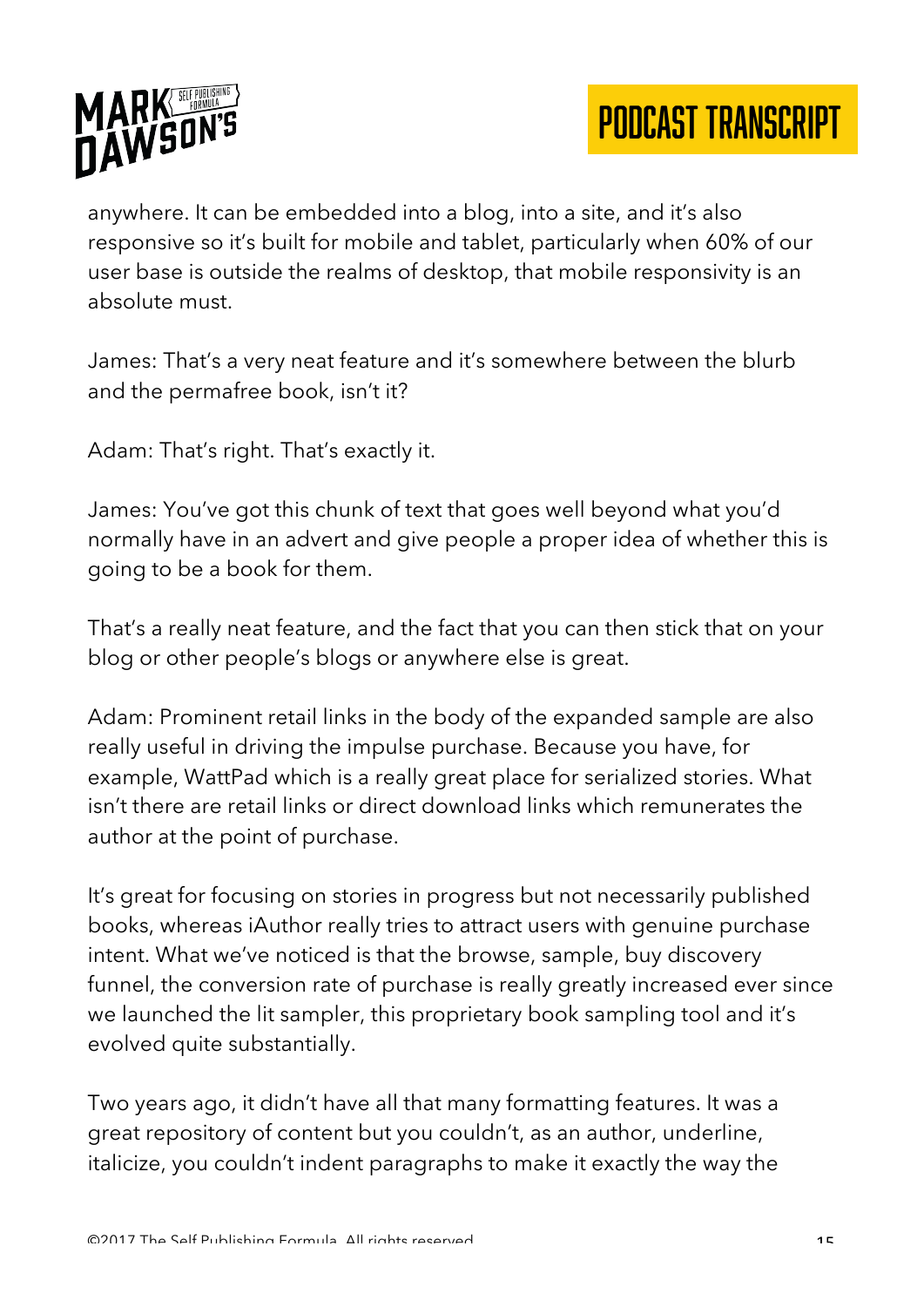anywhere. It can be embedded into a blog, into a site, and it's also responsive so it's built for mobile and tablet, particularly when 60% of our user base is outside the realms of desktop, that mobile responsivity is an absolute must.

James: That's a very neat feature and it's somewhere between the blurb and the permafree book, isn't it?

Adam: That's right. That's exactly it.

James: You've got this chunk of text that goes well beyond what you'd normally have in an advert and give people a proper idea of whether this is going to be a book for them.

That's a really neat feature, and the fact that you can then stick that on your blog or other people's blogs or anywhere else is great.

Adam: Prominent retail links in the body of the expanded sample are also really useful in driving the impulse purchase. Because you have, for example, WattPad which is a really great place for serialized stories. What isn't there are retail links or direct download links which remunerates the author at the point of purchase.

It's great for focusing on stories in progress but not necessarily published books, whereas iAuthor really tries to attract users with genuine purchase intent. What we've noticed is that the browse, sample, buy discovery funnel, the conversion rate of purchase is really greatly increased ever since we launched the lit sampler, this proprietary book sampling tool and it's evolved quite substantially.

Two years ago, it didn't have all that many formatting features. It was a great repository of content but you couldn't, as an author, underline, italicize, you couldn't indent paragraphs to make it exactly the way the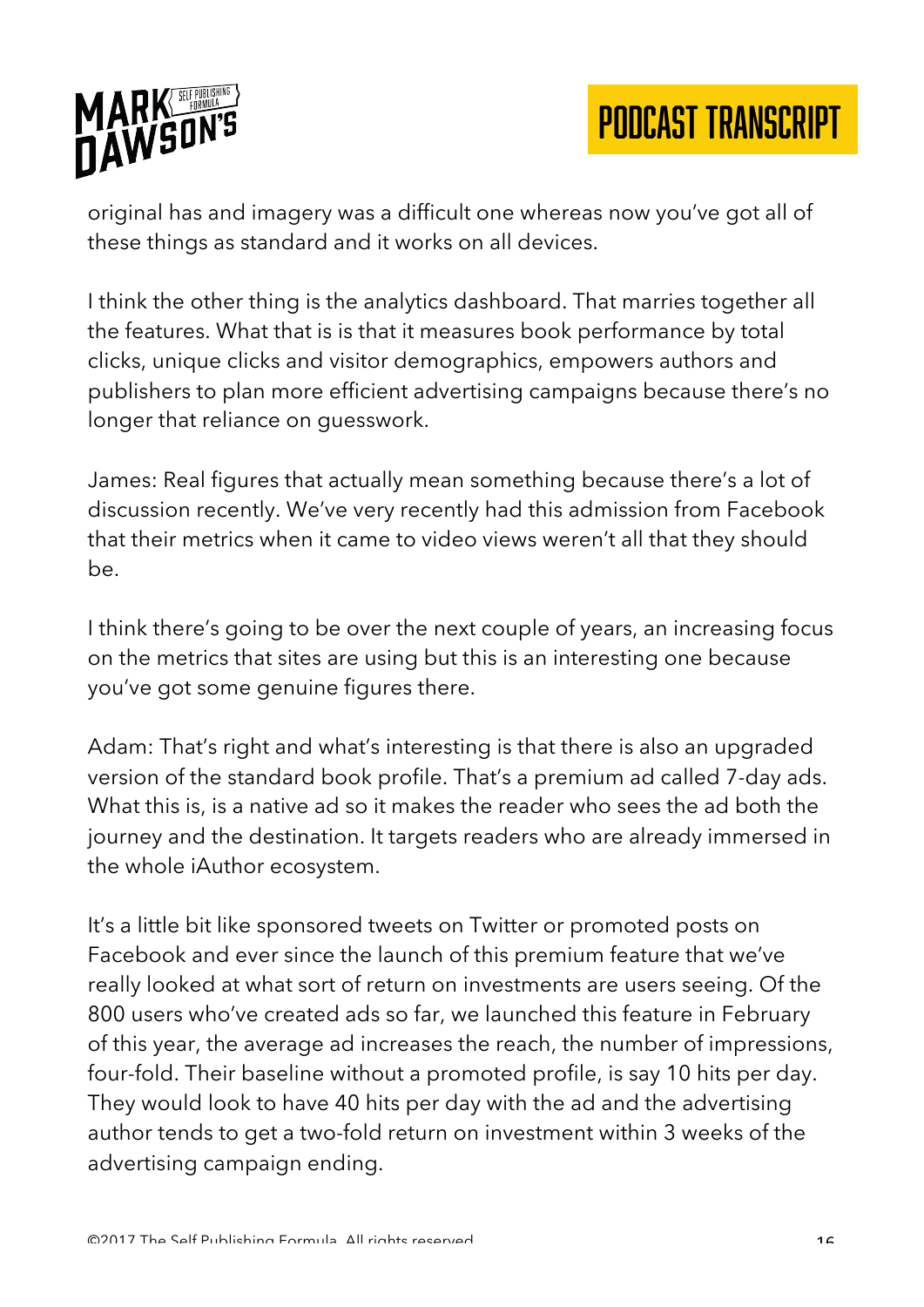original has and imagery was a difficult one whereas now you've got all of these things as standard and it works on all devices.

I think the other thing is the analytics dashboard. That marries together all the features. What that is is that it measures book performance by total clicks, unique clicks and visitor demographics, empowers authors and publishers to plan more efficient advertising campaigns because there's no longer that reliance on guesswork.

James: Real figures that actually mean something because there's a lot of discussion recently. We've very recently had this admission from Facebook that their metrics when it came to video views weren't all that they should be.

I think there's going to be over the next couple of years, an increasing focus on the metrics that sites are using but this is an interesting one because you've got some genuine figures there.

Adam: That's right and what's interesting is that there is also an upgraded version of the standard book profile. That's a premium ad called 7-day ads. What this is, is a native ad so it makes the reader who sees the ad both the journey and the destination. It targets readers who are already immersed in the whole iAuthor ecosystem.

It's a little bit like sponsored tweets on Twitter or promoted posts on Facebook and ever since the launch of this premium feature that we've really looked at what sort of return on investments are users seeing. Of the 800 users who've created ads so far, we launched this feature in February of this year, the average ad increases the reach, the number of impressions, four-fold. Their baseline without a promoted profile, is say 10 hits per day. They would look to have 40 hits per day with the ad and the advertising author tends to get a two-fold return on investment within 3 weeks of the advertising campaign ending.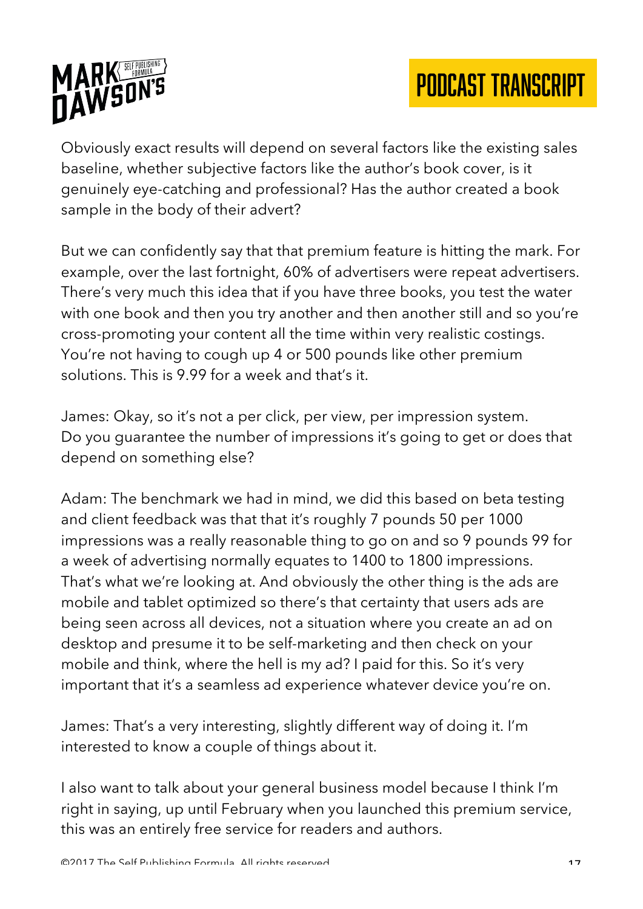Obviously exact results will depend on several factors like the existing sales baseline, whether subjective factors like the author's book cover, is it genuinely eye-catching and professional? Has the author created a book sample in the body of their advert?

But we can confidently say that that premium feature is hitting the mark. For example, over the last fortnight, 60% of advertisers were repeat advertisers. There's very much this idea that if you have three books, you test the water with one book and then you try another and then another still and so you're cross-promoting your content all the time within very realistic costings. You're not having to cough up 4 or 500 pounds like other premium solutions. This is 9.99 for a week and that's it.

James: Okay, so it's not a per click, per view, per impression system. Do you guarantee the number of impressions it's going to get or does that depend on something else?

Adam: The benchmark we had in mind, we did this based on beta testing and client feedback was that that it's roughly 7 pounds 50 per 1000 impressions was a really reasonable thing to go on and so 9 pounds 99 for a week of advertising normally equates to 1400 to 1800 impressions. That's what we're looking at. And obviously the other thing is the ads are mobile and tablet optimized so there's that certainty that users ads are being seen across all devices, not a situation where you create an ad on desktop and presume it to be self-marketing and then check on your mobile and think, where the hell is my ad? I paid for this. So it's very important that it's a seamless ad experience whatever device you're on.

James: That's a very interesting, slightly different way of doing it. I'm interested to know a couple of things about it.

I also want to talk about your general business model because I think I'm right in saying, up until February when you launched this premium service, this was an entirely free service for readers and authors.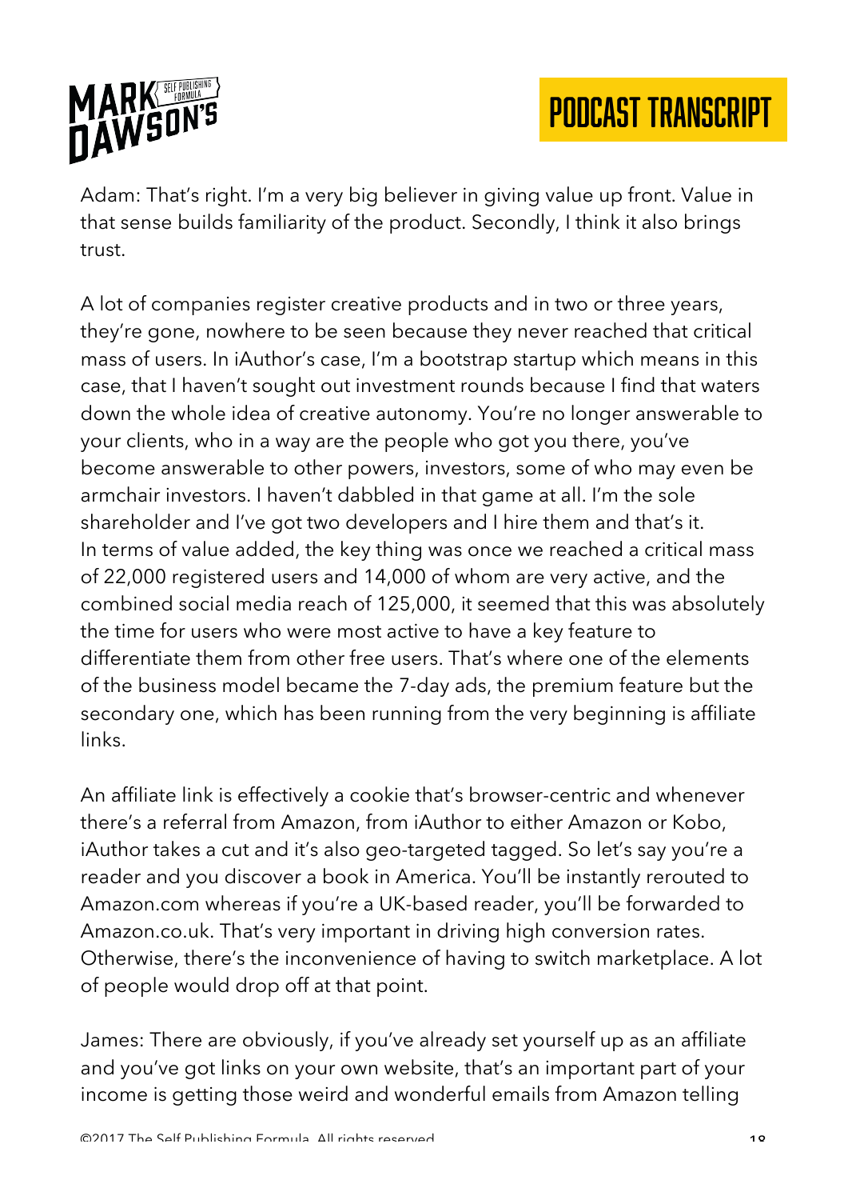Adam: That's right. I'm a very big believer in giving value up front. Value in that sense builds familiarity of the product. Secondly, I think it also brings trust.

A lot of companies register creative products and in two or three years, they're gone, nowhere to be seen because they never reached that critical mass of users. In iAuthor's case, I'm a bootstrap startup which means in this case, that I haven't sought out investment rounds because I find that waters down the whole idea of creative autonomy. You're no longer answerable to your clients, who in a way are the people who got you there, you've become answerable to other powers, investors, some of who may even be armchair investors. I haven't dabbled in that game at all. I'm the sole shareholder and I've got two developers and I hire them and that's it.
In terms of value added, the key thing was once we reached a critical mass of 22,000 registered users and 14,000 of whom are very active, and the combined social media reach of 125,000, it seemed that this was absolutely the time for users who were most active to have a key feature to differentiate them from other free users. That's where one of the elements of the business model became the 7-day ads, the premium feature but the secondary one, which has been running from the very beginning is affiliate links.

An affiliate link is effectively a cookie that's browser-centric and whenever there's a referral from Amazon, from iAuthor to either Amazon or Kobo, iAuthor takes a cut and it's also geo-targeted tagged. So let's say you're a reader and you discover a book in America. You'll be instantly rerouted to Amazon.com whereas if you're a UK-based reader, you'll be forwarded to Amazon.co.uk. That's very important in driving high conversion rates. Otherwise, there's the inconvenience of having to switch marketplace. A lot of people would drop off at that point.

James: There are obviously, if you've already set yourself up as an affiliate and you've got links on your own website, that's an important part of your income is getting those weird and wonderful emails from Amazon telling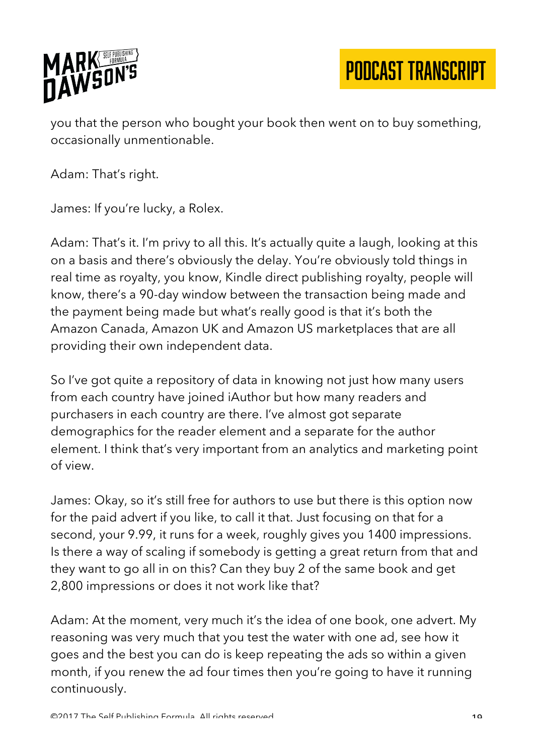you that the person who bought your book then went on to buy something, occasionally unmentionable.

Adam: That's right.

James: If you're lucky, a Rolex.

Adam: That's it. I'm privy to all this. It's actually quite a laugh, looking at this on a basis and there's obviously the delay. You're obviously told things in real time as royalty, you know, Kindle direct publishing royalty, people will know, there's a 90-day window between the transaction being made and the payment being made but what's really good is that it's both the Amazon Canada, Amazon UK and Amazon US marketplaces that are all providing their own independent data.

So I've got quite a repository of data in knowing not just how many users from each country have joined iAuthor but how many readers and purchasers in each country are there. I've almost got separate demographics for the reader element and a separate for the author element. I think that's very important from an analytics and marketing point of view.

James: Okay, so it's still free for authors to use but there is this option now for the paid advert if you like, to call it that. Just focusing on that for a second, your 9.99, it runs for a week, roughly gives you 1400 impressions. Is there a way of scaling if somebody is getting a great return from that and they want to go all in on this? Can they buy 2 of the same book and get 2,800 impressions or does it not work like that?

Adam: At the moment, very much it's the idea of one book, one advert. My reasoning was very much that you test the water with one ad, see how it goes and the best you can do is keep repeating the ads so within a given month, if you renew the ad four times then you're going to have it running continuously.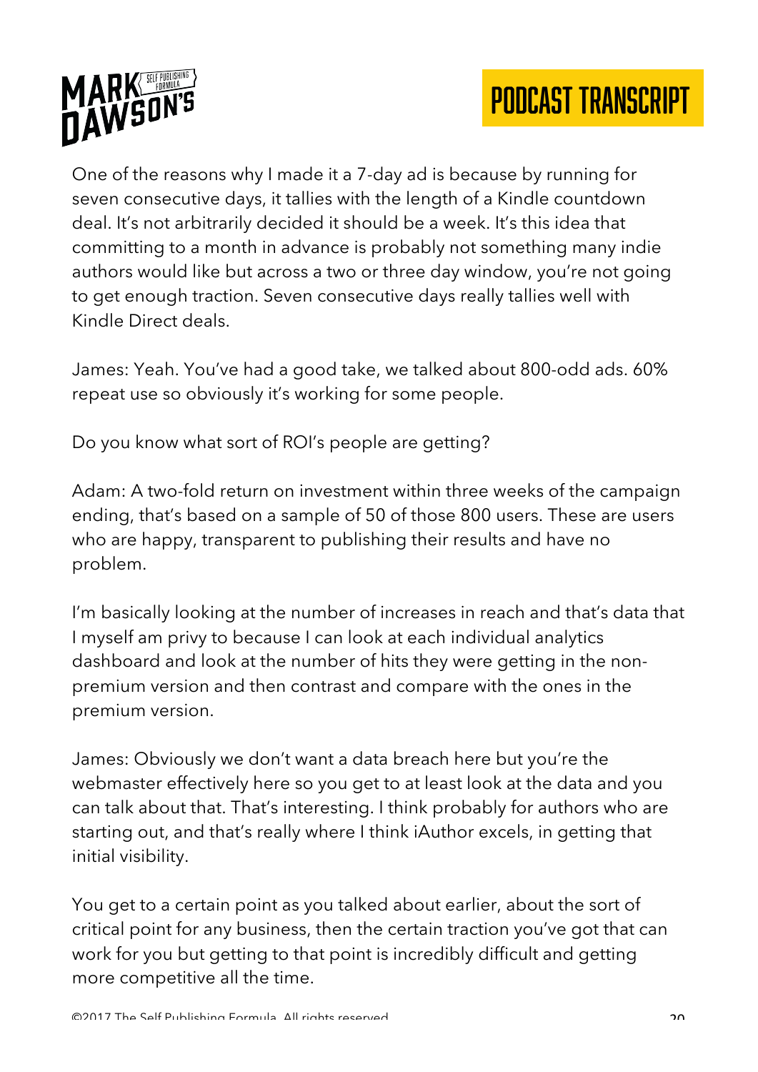One of the reasons why I made it a 7-day ad is because by running for seven consecutive days, it tallies with the length of a Kindle countdown deal. It's not arbitrarily decided it should be a week. It's this idea that committing to a month in advance is probably not something many indie authors would like but across a two or three day window, you're not going to get enough traction. Seven consecutive days really tallies well with Kindle Direct deals.

James: Yeah. You've had a good take, we talked about 800-odd ads. 60% repeat use so obviously it's working for some people.

Do you know what sort of ROI's people are getting?

Adam: A two-fold return on investment within three weeks of the campaign ending, that's based on a sample of 50 of those 800 users. These are users who are happy, transparent to publishing their results and have no problem.

I'm basically looking at the number of increases in reach and that's data that I myself am privy to because I can look at each individual analytics dashboard and look at the number of hits they were getting in the non-premium version and then contrast and compare with the ones in the premium version.

James: Obviously we don't want a data breach here but you're the webmaster effectively here so you get to at least look at the data and you can talk about that. That's interesting. I think probably for authors who are starting out, and that's really where I think iAuthor excels, in getting that initial visibility.

You get to a certain point as you talked about earlier, about the sort of critical point for any business, then the certain traction you've got that can work for you but getting to that point is incredibly difficult and getting more competitive all the time.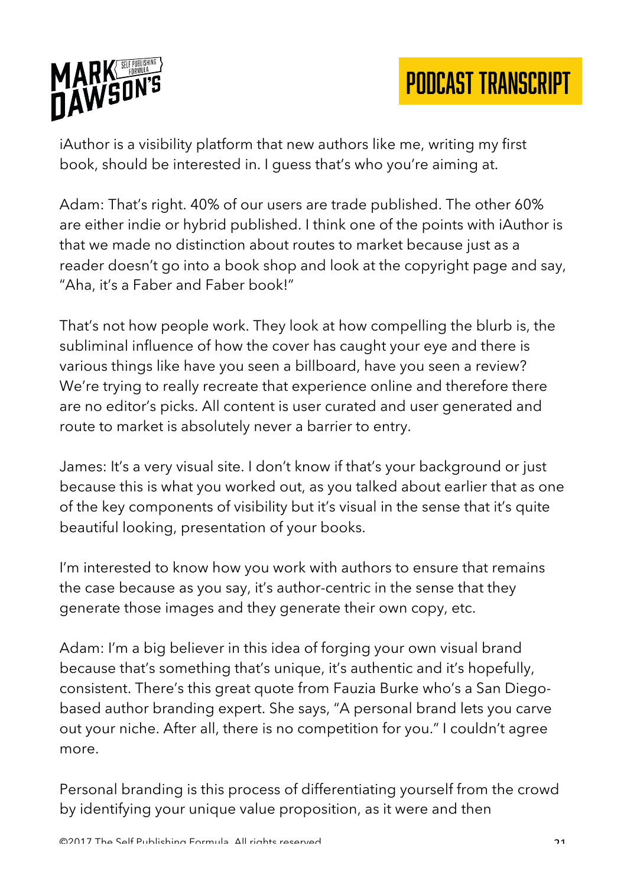iAuthor is a visibility platform that new authors like me, writing my first book, should be interested in. I guess that's who you're aiming at.

Adam: That's right. 40% of our users are trade published. The other 60% are either indie or hybrid published. I think one of the points with iAuthor is that we made no distinction about routes to market because just as a reader doesn't go into a book shop and look at the copyright page and say, "Aha, it's a Faber and Faber book!"

That's not how people work. They look at how compelling the blurb is, the subliminal influence of how the cover has caught your eye and there is various things like have you seen a billboard, have you seen a review? We're trying to really recreate that experience online and therefore there are no editor's picks. All content is user curated and user generated and route to market is absolutely never a barrier to entry.

James: It's a very visual site. I don't know if that's your background or just because this is what you worked out, as you talked about earlier that as one of the key components of visibility but it's visual in the sense that it's quite beautiful looking, presentation of your books.

I'm interested to know how you work with authors to ensure that remains the case because as you say, it's author-centric in the sense that they generate those images and they generate their own copy, etc.

Adam: I'm a big believer in this idea of forging your own visual brand because that's something that's unique, it's authentic and it's hopefully, consistent. There's this great quote from Fauzia Burke who's a San Diego-based author branding expert. She says, "A personal brand lets you carve out your niche. After all, there is no competition for you." I couldn't agree more.

Personal branding is this process of differentiating yourself from the crowd by identifying your unique value proposition, as it were and then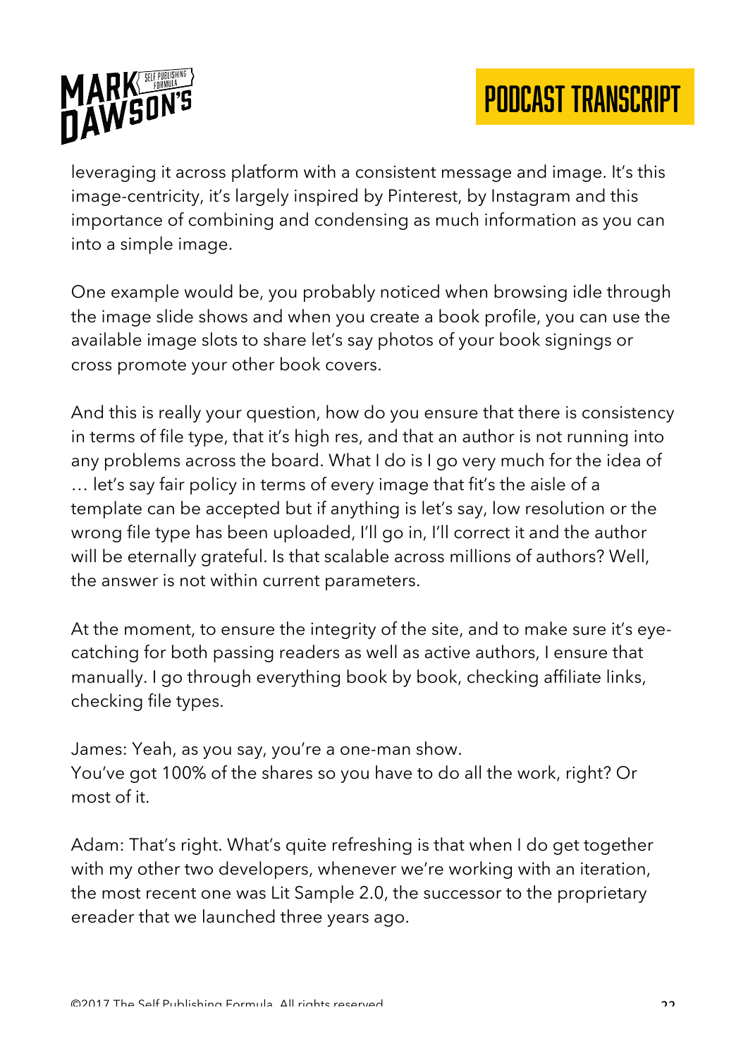leveraging it across platform with a consistent message and image. It's this image-centricity, it's largely inspired by Pinterest, by Instagram and this importance of combining and condensing as much information as you can into a simple image.

One example would be, you probably noticed when browsing idle through the image slide shows and when you create a book profile, you can use the available image slots to share let's say photos of your book signings or cross promote your other book covers.

And this is really your question, how do you ensure that there is consistency in terms of file type, that it's high res, and that an author is not running into any problems across the board. What I do is I go very much for the idea of … let's say fair policy in terms of every image that fit's the aisle of a template can be accepted but if anything is let's say, low resolution or the wrong file type has been uploaded, I'll go in, I'll correct it and the author will be eternally grateful. Is that scalable across millions of authors? Well, the answer is not within current parameters.

At the moment, to ensure the integrity of the site, and to make sure it's eye-catching for both passing readers as well as active authors, I ensure that manually. I go through everything book by book, checking affiliate links, checking file types.

James: Yeah, as you say, you're a one-man show.
You've got 100% of the shares so you have to do all the work, right? Or most of it.

Adam: That's right. What's quite refreshing is that when I do get together with my other two developers, whenever we're working with an iteration, the most recent one was Lit Sample 2.0, the successor to the proprietary ereader that we launched three years ago.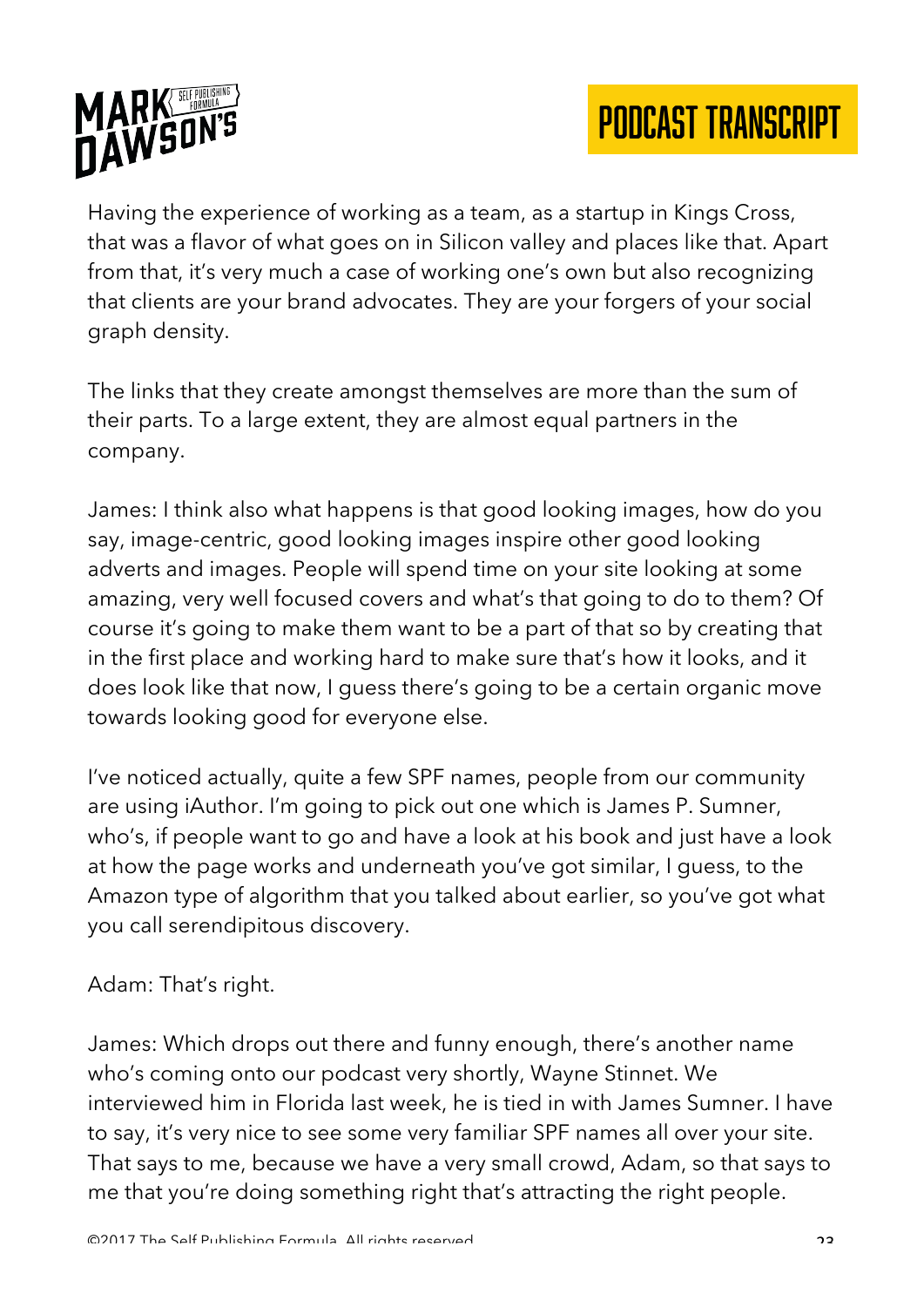Having the experience of working as a team, as a startup in Kings Cross, that was a flavor of what goes on in Silicon valley and places like that. Apart from that, it's very much a case of working one's own but also recognizing that clients are your brand advocates. They are your forgers of your social graph density.

The links that they create amongst themselves are more than the sum of their parts. To a large extent, they are almost equal partners in the company.

James: I think also what happens is that good looking images, how do you say, image-centric, good looking images inspire other good looking adverts and images. People will spend time on your site looking at some amazing, very well focused covers and what's that going to do to them? Of course it's going to make them want to be a part of that so by creating that in the first place and working hard to make sure that's how it looks, and it does look like that now, I guess there's going to be a certain organic move towards looking good for everyone else.

I've noticed actually, quite a few SPF names, people from our community are using iAuthor. I'm going to pick out one which is James P. Sumner, who's, if people want to go and have a look at his book and just have a look at how the page works and underneath you've got similar, I guess, to the Amazon type of algorithm that you talked about earlier, so you've got what you call serendipitous discovery.

Adam: That's right.

James: Which drops out there and funny enough, there's another name who's coming onto our podcast very shortly, Wayne Stinnet. We interviewed him in Florida last week, he is tied in with James Sumner. I have to say, it's very nice to see some very familiar SPF names all over your site. That says to me, because we have a very small crowd, Adam, so that says to me that you're doing something right that's attracting the right people.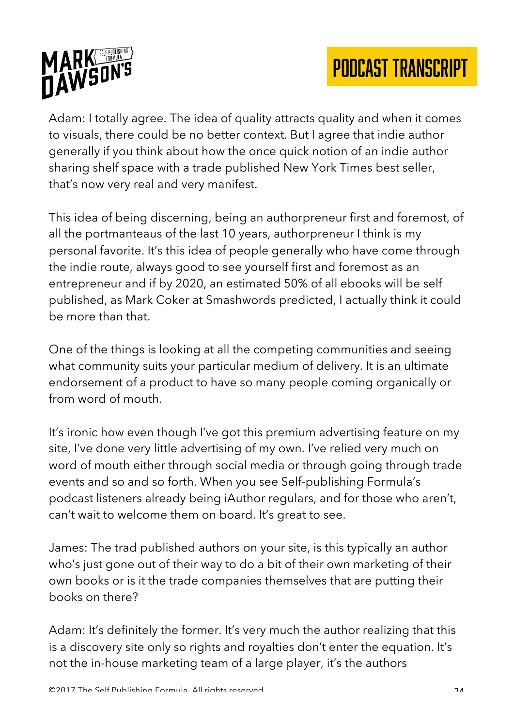Adam: I totally agree. The idea of quality attracts quality and when it comes to visuals, there could be no better context. But I agree that indie author generally if you think about how the once quick notion of an indie author sharing shelf space with a trade published New York Times best seller, that's now very real and very manifest.

This idea of being discerning, being an authorpreneur first and foremost, of all the portmanteaus of the last 10 years, authorpreneur I think is my personal favorite. It's this idea of people generally who have come through the indie route, always good to see yourself first and foremost as an entrepreneur and if by 2020, an estimated 50% of all ebooks will be self published, as Mark Coker at Smashwords predicted, I actually think it could be more than that.

One of the things is looking at all the competing communities and seeing what community suits your particular medium of delivery. It is an ultimate endorsement of a product to have so many people coming organically or from word of mouth.

It's ironic how even though I've got this premium advertising feature on my site, I've done very little advertising of my own. I've relied very much on word of mouth either through social media or through going through trade events and so and so forth. When you see Self-publishing Formula's podcast listeners already being iAuthor regulars, and for those who aren't, can't wait to welcome them on board. It's great to see.

James: The trad published authors on your site, is this typically an author who's just gone out of their way to do a bit of their own marketing of their own books or is it the trade companies themselves that are putting their books on there?

Adam: It's definitely the former. It's very much the author realizing that this is a discovery site only so rights and royalties don't enter the equation. It's not the in-house marketing team of a large player, it's the authors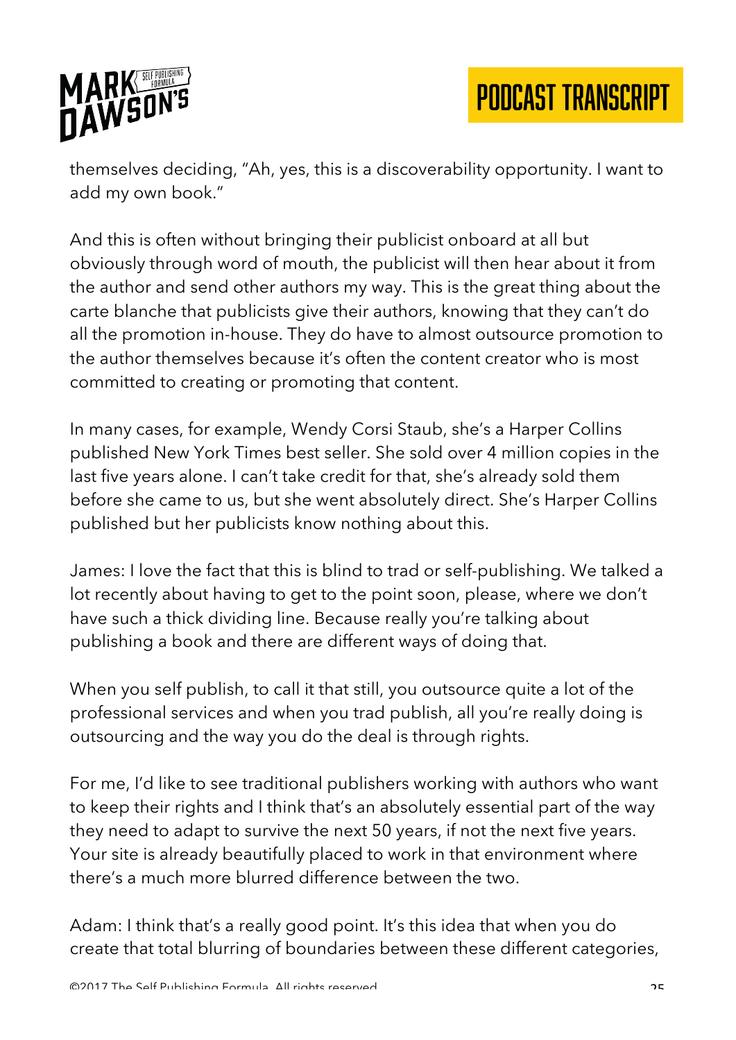themselves deciding, "Ah, yes, this is a discoverability opportunity. I want to add my own book."

And this is often without bringing their publicist onboard at all but obviously through word of mouth, the publicist will then hear about it from the author and send other authors my way. This is the great thing about the carte blanche that publicists give their authors, knowing that they can't do all the promotion in-house. They do have to almost outsource promotion to the author themselves because it's often the content creator who is most committed to creating or promoting that content.

In many cases, for example, Wendy Corsi Staub, she's a Harper Collins published New York Times best seller. She sold over 4 million copies in the last five years alone. I can't take credit for that, she's already sold them before she came to us, but she went absolutely direct. She's Harper Collins published but her publicists know nothing about this.

James: I love the fact that this is blind to trad or self-publishing. We talked a lot recently about having to get to the point soon, please, where we don't have such a thick dividing line. Because really you're talking about publishing a book and there are different ways of doing that.

When you self publish, to call it that still, you outsource quite a lot of the professional services and when you trad publish, all you're really doing is outsourcing and the way you do the deal is through rights.

For me, I'd like to see traditional publishers working with authors who want to keep their rights and I think that's an absolutely essential part of the way they need to adapt to survive the next 50 years, if not the next five years. Your site is already beautifully placed to work in that environment where there's a much more blurred difference between the two.

Adam: I think that's a really good point. It's this idea that when you do create that total blurring of boundaries between these different categories,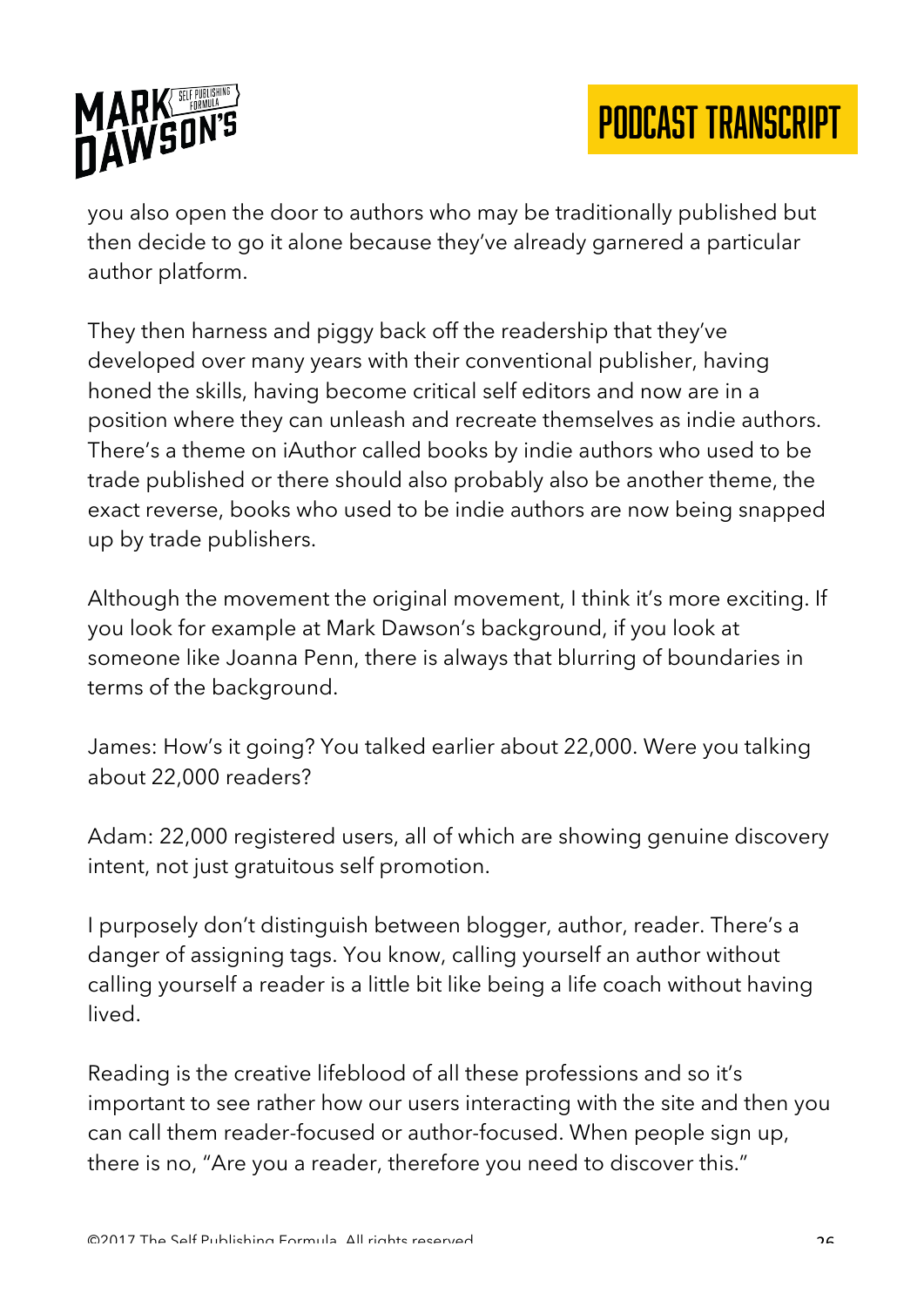you also open the door to authors who may be traditionally published but then decide to go it alone because they've already garnered a particular author platform.

They then harness and piggy back off the readership that they've developed over many years with their conventional publisher, having honed the skills, having become critical self editors and now are in a position where they can unleash and recreate themselves as indie authors. There's a theme on iAuthor called books by indie authors who used to be trade published or there should also probably also be another theme, the exact reverse, books who used to be indie authors are now being snapped up by trade publishers.

Although the movement the original movement, I think it's more exciting. If you look for example at Mark Dawson's background, if you look at someone like Joanna Penn, there is always that blurring of boundaries in terms of the background.

James: How's it going? You talked earlier about 22,000. Were you talking about 22,000 readers?

Adam: 22,000 registered users, all of which are showing genuine discovery intent, not just gratuitous self promotion.

I purposely don't distinguish between blogger, author, reader. There's a danger of assigning tags. You know, calling yourself an author without calling yourself a reader is a little bit like being a life coach without having lived.

Reading is the creative lifeblood of all these professions and so it's important to see rather how our users interacting with the site and then you can call them reader-focused or author-focused. When people sign up, there is no, "Are you a reader, therefore you need to discover this."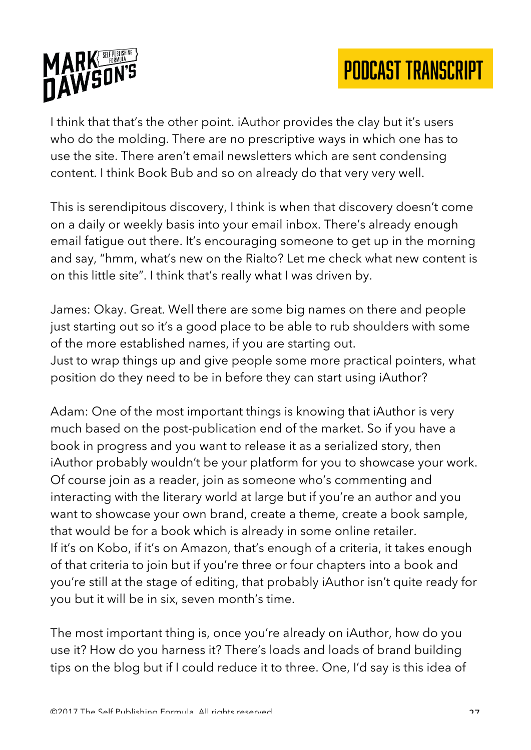I think that that's the other point. iAuthor provides the clay but it's users who do the molding. There are no prescriptive ways in which one has to use the site. There aren't email newsletters which are sent condensing content. I think Book Bub and so on already do that very very well.

This is serendipitous discovery, I think is when that discovery doesn't come on a daily or weekly basis into your email inbox. There's already enough email fatigue out there. It's encouraging someone to get up in the morning and say, "hmm, what's new on the Rialto? Let me check what new content is on this little site". I think that's really what I was driven by.

James: Okay. Great. Well there are some big names on there and people just starting out so it's a good place to be able to rub shoulders with some of the more established names, if you are starting out.
Just to wrap things up and give people some more practical pointers, what position do they need to be in before they can start using iAuthor?

Adam: One of the most important things is knowing that iAuthor is very much based on the post-publication end of the market. So if you have a book in progress and you want to release it as a serialized story, then iAuthor probably wouldn't be your platform for you to showcase your work. Of course join as a reader, join as someone who's commenting and interacting with the literary world at large but if you're an author and you want to showcase your own brand, create a theme, create a book sample, that would be for a book which is already in some online retailer.
If it's on Kobo, if it's on Amazon, that's enough of a criteria, it takes enough of that criteria to join but if you're three or four chapters into a book and you're still at the stage of editing, that probably iAuthor isn't quite ready for you but it will be in six, seven month's time.

The most important thing is, once you're already on iAuthor, how do you use it? How do you harness it? There's loads and loads of brand building tips on the blog but if I could reduce it to three. One, I'd say is this idea of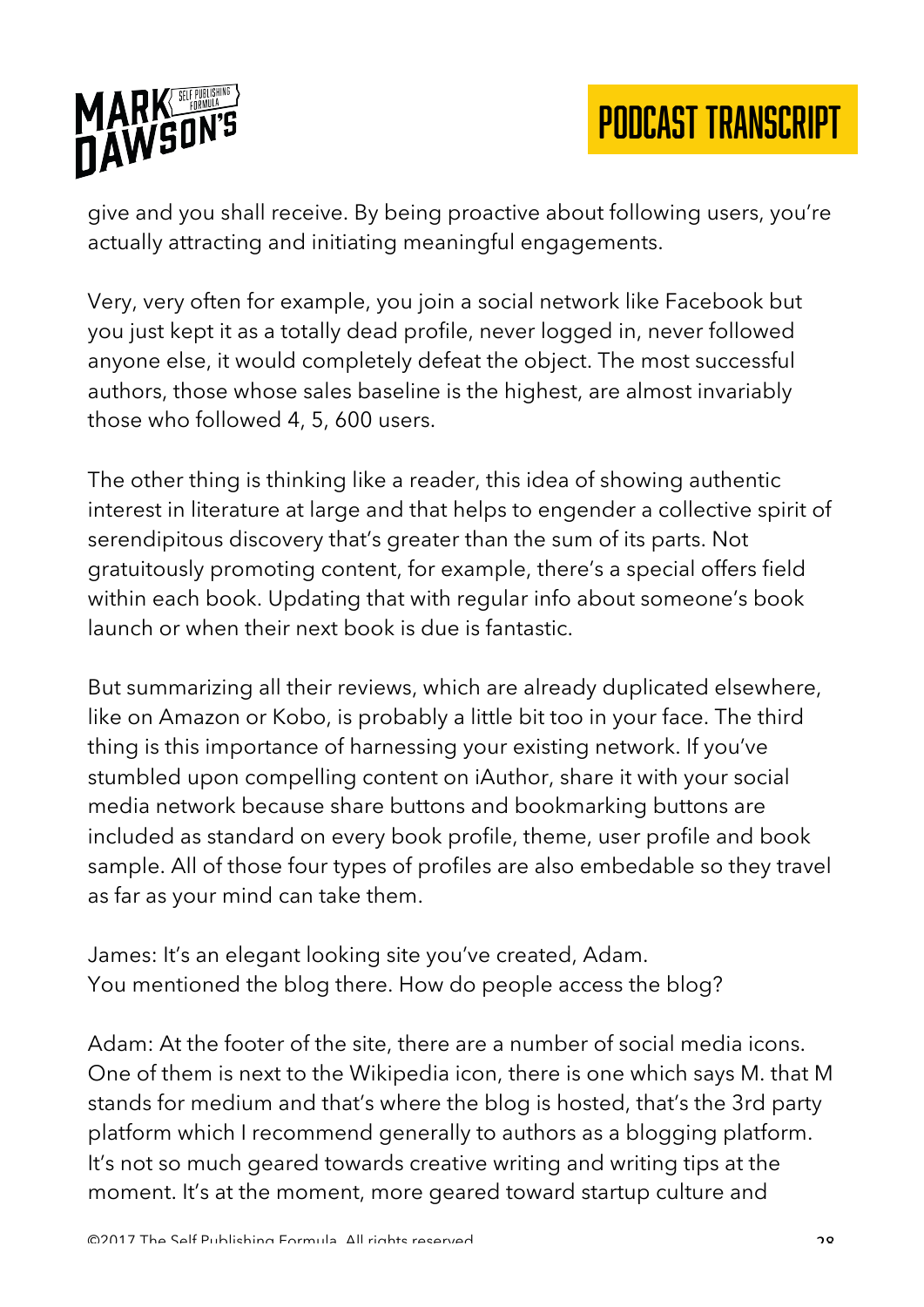give and you shall receive. By being proactive about following users, you're actually attracting and initiating meaningful engagements.

Very, very often for example, you join a social network like Facebook but you just kept it as a totally dead profile, never logged in, never followed anyone else, it would completely defeat the object. The most successful authors, those whose sales baseline is the highest, are almost invariably those who followed 4, 5, 600 users.

The other thing is thinking like a reader, this idea of showing authentic interest in literature at large and that helps to engender a collective spirit of serendipitous discovery that's greater than the sum of its parts. Not gratuitously promoting content, for example, there's a special offers field within each book. Updating that with regular info about someone's book launch or when their next book is due is fantastic.

But summarizing all their reviews, which are already duplicated elsewhere, like on Amazon or Kobo, is probably a little bit too in your face. The third thing is this importance of harnessing your existing network. If you've stumbled upon compelling content on iAuthor, share it with your social media network because share buttons and bookmarking buttons are included as standard on every book profile, theme, user profile and book sample. All of those four types of profiles are also embedable so they travel as far as your mind can take them.

James: It's an elegant looking site you've created, Adam.
You mentioned the blog there. How do people access the blog?

Adam: At the footer of the site, there are a number of social media icons. One of them is next to the Wikipedia icon, there is one which says M. that M stands for medium and that's where the blog is hosted, that's the 3rd party platform which I recommend generally to authors as a blogging platform. It's not so much geared towards creative writing and writing tips at the moment. It's at the moment, more geared toward startup culture and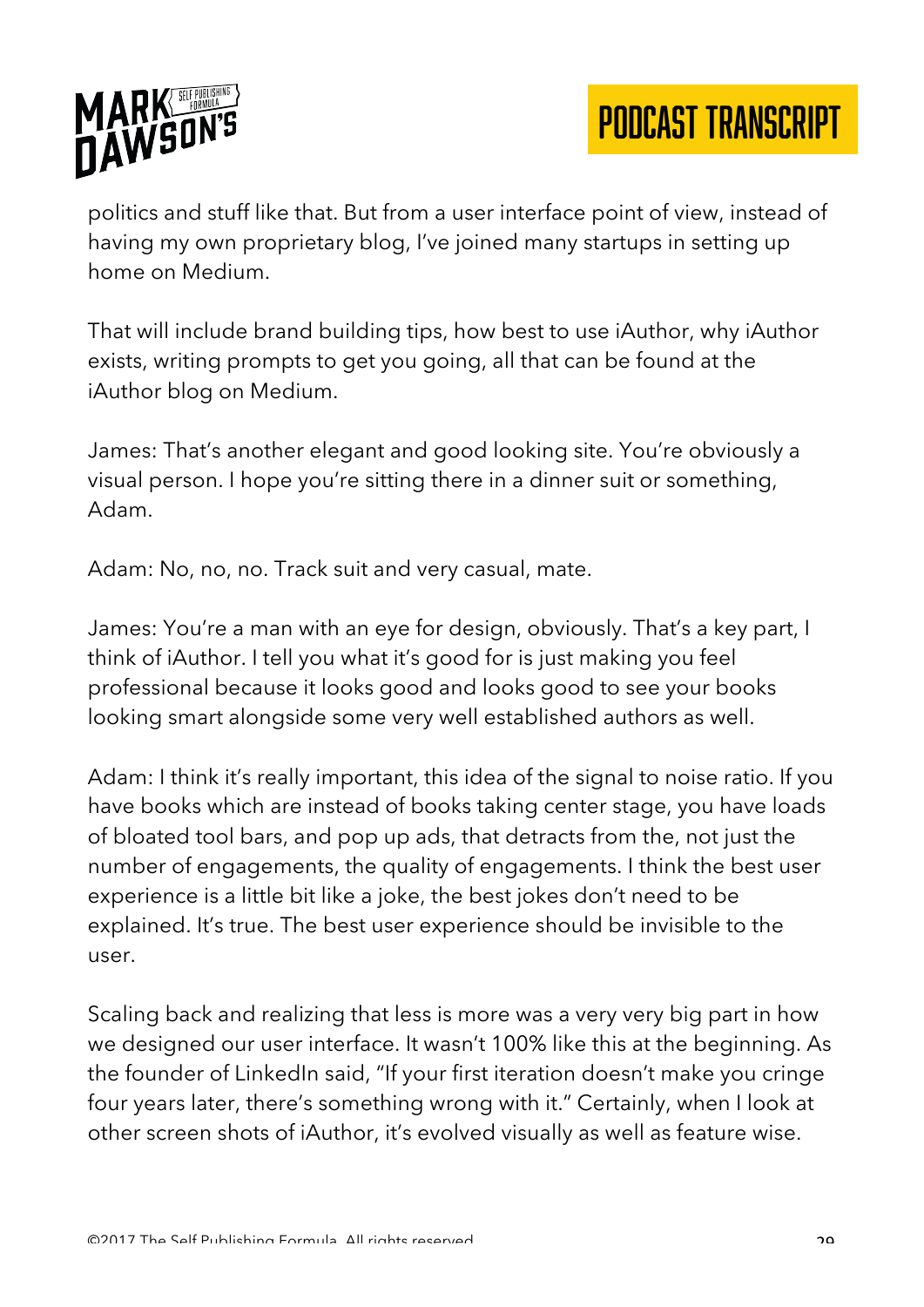politics and stuff like that. But from a user interface point of view, instead of having my own proprietary blog, I've joined many startups in setting up home on Medium.

That will include brand building tips, how best to use iAuthor, why iAuthor exists, writing prompts to get you going, all that can be found at the iAuthor blog on Medium.

James: That's another elegant and good looking site. You're obviously a visual person. I hope you're sitting there in a dinner suit or something, Adam.

Adam: No, no, no. Track suit and very casual, mate.

James: You're a man with an eye for design, obviously. That's a key part, I think of iAuthor. I tell you what it's good for is just making you feel professional because it looks good and looks good to see your books looking smart alongside some very well established authors as well.

Adam: I think it's really important, this idea of the signal to noise ratio. If you have books which are instead of books taking center stage, you have loads of bloated tool bars, and pop up ads, that detracts from the, not just the number of engagements, the quality of engagements. I think the best user experience is a little bit like a joke, the best jokes don't need to be explained. It's true. The best user experience should be invisible to the user.

Scaling back and realizing that less is more was a very very big part in how we designed our user interface. It wasn't 100% like this at the beginning. As the founder of LinkedIn said, "If your first iteration doesn't make you cringe four years later, there's something wrong with it." Certainly, when I look at other screen shots of iAuthor, it's evolved visually as well as feature wise.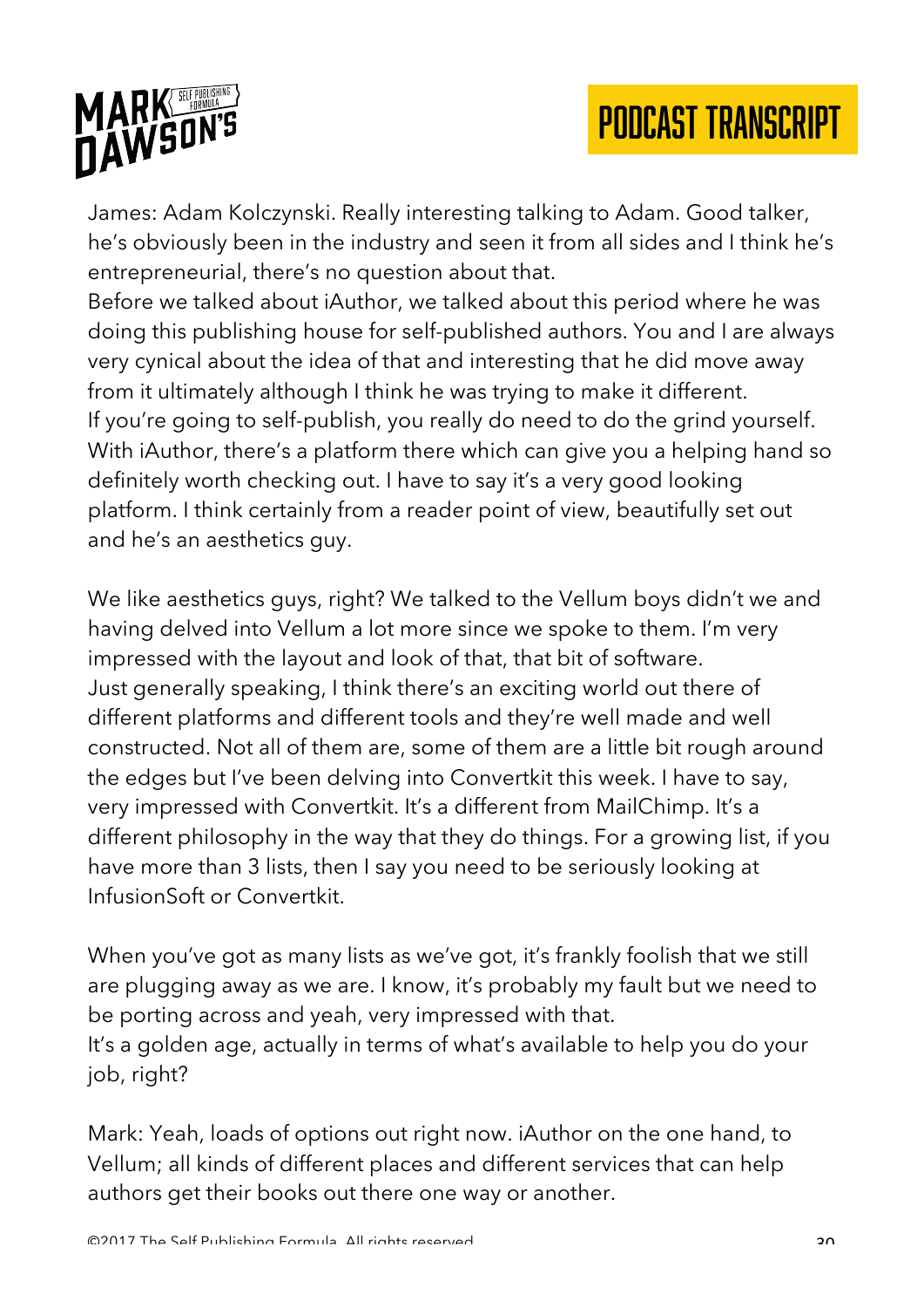James: Adam Kolczynski. Really interesting talking to Adam. Good talker, he's obviously been in the industry and seen it from all sides and I think he's entrepreneurial, there's no question about that.
Before we talked about iAuthor, we talked about this period where he was doing this publishing house for self-published authors. You and I are always very cynical about the idea of that and interesting that he did move away from it ultimately although I think he was trying to make it different.
If you're going to self-publish, you really do need to do the grind yourself. With iAuthor, there's a platform there which can give you a helping hand so definitely worth checking out. I have to say it's a very good looking platform. I think certainly from a reader point of view, beautifully set out and he's an aesthetics guy.

We like aesthetics guys, right? We talked to the Vellum boys didn't we and having delved into Vellum a lot more since we spoke to them. I'm very impressed with the layout and look of that, that bit of software.
Just generally speaking, I think there's an exciting world out there of different platforms and different tools and they're well made and well constructed. Not all of them are, some of them are a little bit rough around the edges but I've been delving into Convertkit this week. I have to say, very impressed with Convertkit. It's a different from MailChimp. It's a different philosophy in the way that they do things. For a growing list, if you have more than 3 lists, then I say you need to be seriously looking at InfusionSoft or Convertkit.

When you've got as many lists as we've got, it's frankly foolish that we still are plugging away as we are. I know, it's probably my fault but we need to be porting across and yeah, very impressed with that.
It's a golden age, actually in terms of what's available to help you do your job, right?

Mark: Yeah, loads of options out right now. iAuthor on the one hand, to Vellum; all kinds of different places and different services that can help authors get their books out there one way or another.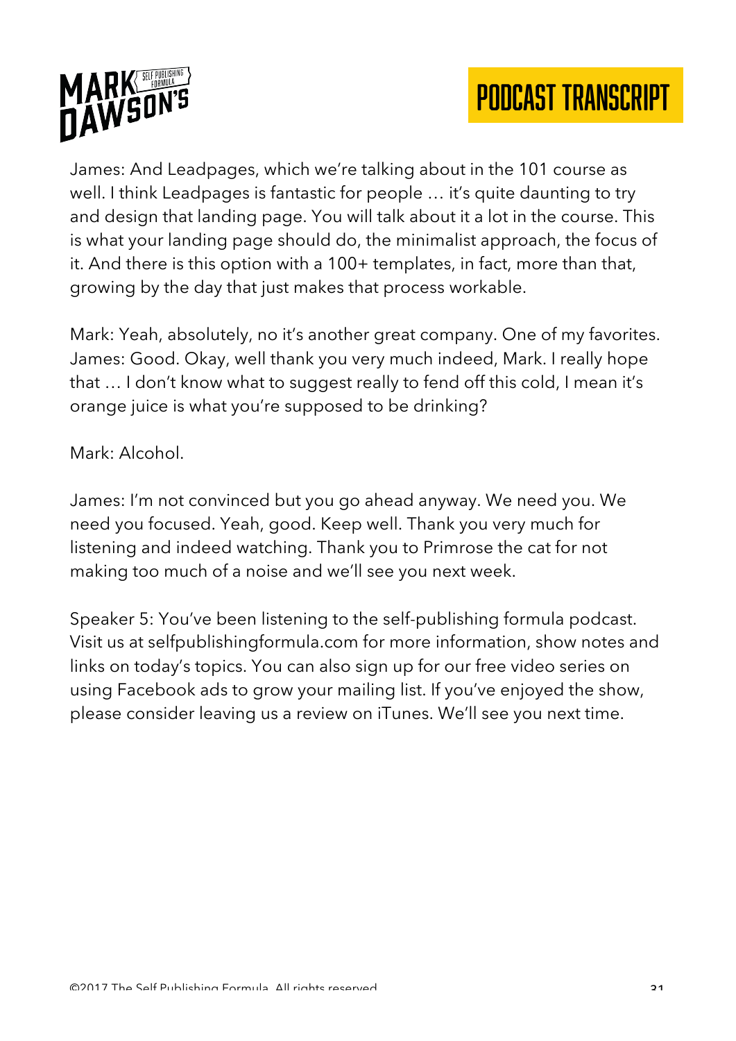James: And Leadpages, which we're talking about in the 101 course as well. I think Leadpages is fantastic for people … it's quite daunting to try and design that landing page. You will talk about it a lot in the course. This is what your landing page should do, the minimalist approach, the focus of it. And there is this option with a 100+ templates, in fact, more than that, growing by the day that just makes that process workable.

Mark: Yeah, absolutely, no it's another great company. One of my favorites.
James: Good. Okay, well thank you very much indeed, Mark. I really hope that … I don't know what to suggest really to fend off this cold, I mean it's orange juice is what you're supposed to be drinking?

Mark: Alcohol.

James: I'm not convinced but you go ahead anyway. We need you. We need you focused. Yeah, good. Keep well. Thank you very much for listening and indeed watching. Thank you to Primrose the cat for not making too much of a noise and we'll see you next week.

Speaker 5: You've been listening to the self-publishing formula podcast. Visit us at selfpublishingformula.com for more information, show notes and links on today's topics. You can also sign up for our free video series on using Facebook ads to grow your mailing list. If you've enjoyed the show, please consider leaving us a review on iTunes. We'll see you next time.